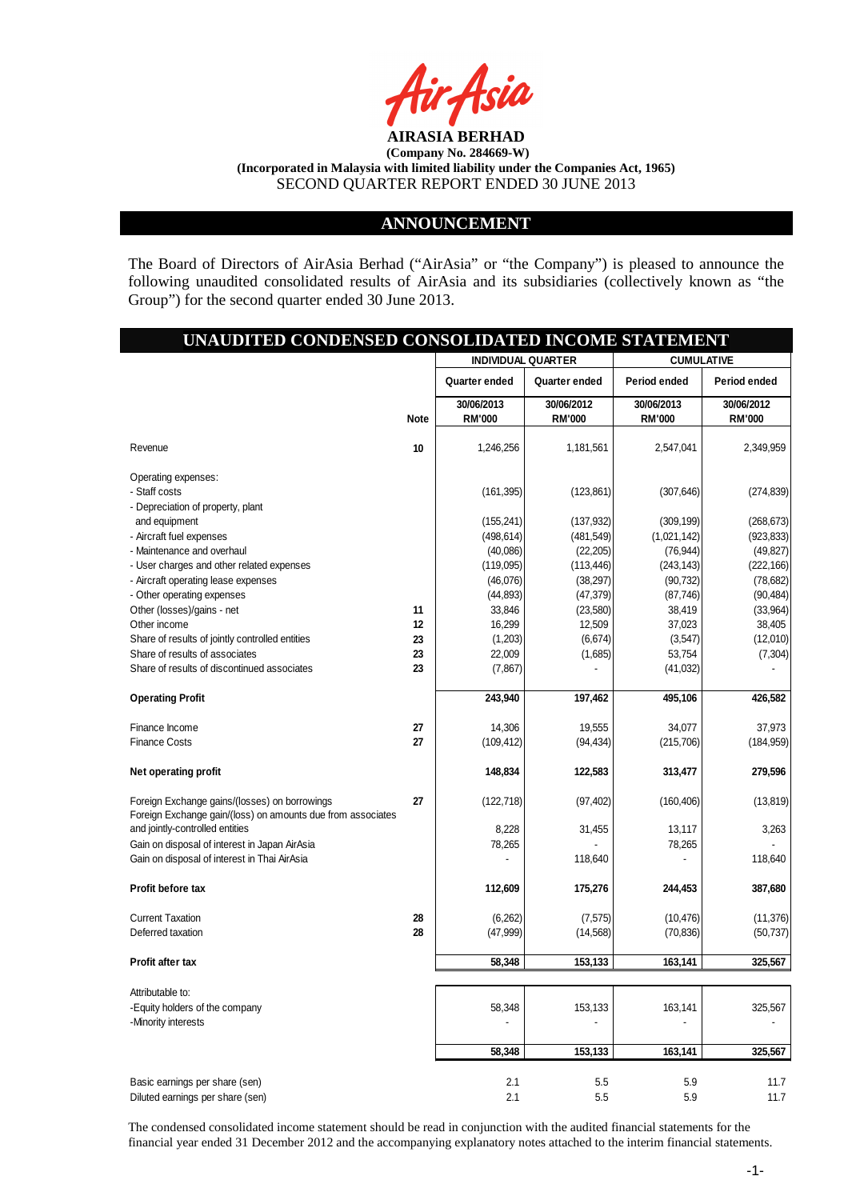**AIRASIA BERHAD**

**(Company No. 284669-W)**

**(Incorporated in Malaysia with limited liability under the Companies Act, 1965)**

SECOND QUARTER REPORT ENDED 30 JUNE 2013

## ANNOUNCEMENT

The Board of Directors of AirAsia Berhad ("AirAsia" or "the Company") is pleased to announce the following unaudited consolidated results of AirAsia and its subsidiaries (collectively known as "the Group") for the second quarter ended 30 June 2013.

## UNAUDITED CONDENSED CONSOLIDATED INCOME STATEMENT

| | | INDIVIDUAL QUARTER | | CUMULATIVE | |
|---|---|---|---|---|---|
| | | Quarter ended | Quarter ended | Period ended | Period ended |
| | Note | 30/06/2013 RM'000 | 30/06/2012 RM'000 | 30/06/2013 RM'000 | 30/06/2012 RM'000 |
| Revenue | 10 | 1,246,256 | 1,181,561 | 2,547,041 | 2,349,959 |
| Operating expenses: | | | | | |
| - Staff costs | | (161,395) | (123,861) | (307,646) | (274,839) |
| - Depreciation of property, plant and equipment | | (155,241) | (137,932) | (309,199) | (268,673) |
| - Aircraft fuel expenses | | (498,614) | (481,549) | (1,021,142) | (923,833) |
| - Maintenance and overhaul | | (40,086) | (22,205) | (76,944) | (49,827) |
| - User charges and other related expenses | | (119,095) | (113,446) | (243,143) | (222,166) |
| - Aircraft operating lease expenses | | (46,076) | (38,297) | (90,732) | (78,682) |
| - Other operating expenses | | (44,893) | (47,379) | (87,746) | (90,484) |
| Other (losses)/gains - net | 11 | 33,846 | (23,580) | 38,419 | (33,964) |
| Other income | 12 | 16,299 | 12,509 | 37,023 | 38,405 |
| Share of results of jointly controlled entities | 23 | (1,203) | (6,674) | (3,547) | (12,010) |
| Share of results of associates | 23 | 22,009 | (1,685) | 53,754 | (7,304) |
| Share of results of discontinued associates | 23 | (7,867) | - | (41,032) | - |
| **Operating Profit** | | **243,940** | **197,462** | **495,106** | **426,582** |
| Finance Income | 27 | 14,306 | 19,555 | 34,077 | 37,973 |
| Finance Costs | 27 | (109,412) | (94,434) | (215,706) | (184,959) |
| **Net operating profit** | | **148,834** | **122,583** | **313,477** | **279,596** |
| Foreign Exchange gains/(losses) on borrowings | 27 | (122,718) | (97,402) | (160,406) | (13,819) |
| Foreign Exchange gain/(loss) on amounts due from associates and jointly-controlled entities | | 8,228 | 31,455 | 13,117 | 3,263 |
| Gain on disposal of interest in Japan AirAsia | | 78,265 | - | 78,265 | - |
| Gain on disposal of interest in Thai AirAsia | | - | 118,640 | - | 118,640 |
| **Profit before tax** | | **112,609** | **175,276** | **244,453** | **387,680** |
| Current Taxation | 28 | (6,262) | (7,575) | (10,476) | (11,376) |
| Deferred taxation | 28 | (47,999) | (14,568) | (70,836) | (50,737) |
| **Profit after tax** | | **58,348** | **153,133** | **163,141** | **325,567** |
| Attributable to: | | | | | |
| -Equity holders of the company | | 58,348 | 153,133 | 163,141 | 325,567 |
| -Minority interests | | - | - | - | - |
| | | **58,348** | **153,133** | **163,141** | **325,567** |
| Basic earnings per share (sen) | | 2.1 | 5.5 | 5.9 | 11.7 |
| Diluted earnings per share (sen) | | 2.1 | 5.5 | 5.9 | 11.7 |

The condensed consolidated income statement should be read in conjunction with the audited financial statements for the financial year ended 31 December 2012 and the accompanying explanatory notes attached to the interim financial statements.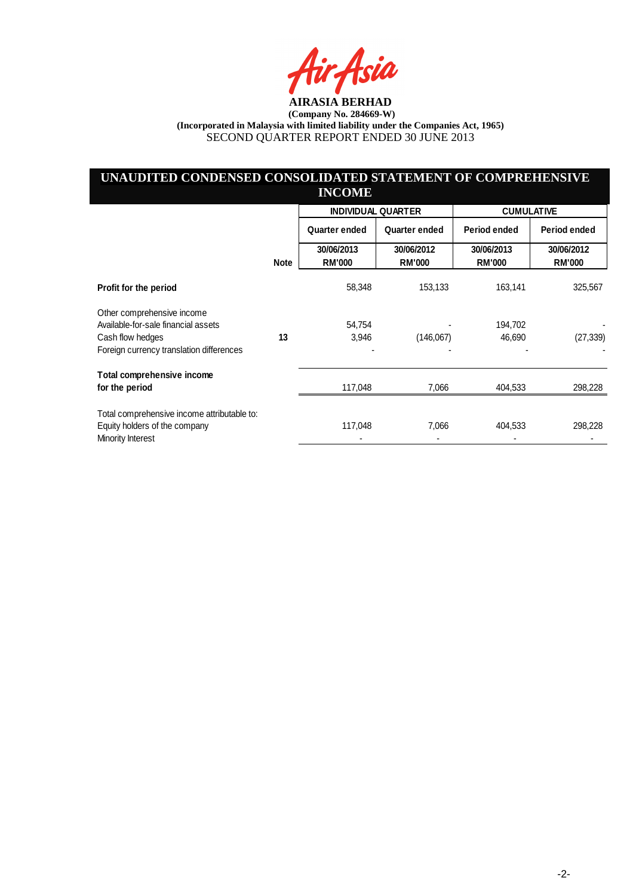**AIRASIA BERHAD**

**(Company No. 284669-W)**

**(Incorporated in Malaysia with limited liability under the Companies Act, 1965)**

SECOND QUARTER REPORT ENDED 30 JUNE 2013

## UNAUDITED CONDENSED CONSOLIDATED STATEMENT OF COMPREHENSIVE INCOME

| | Note | INDIVIDUAL QUARTER | | CUMULATIVE | |
|---|---|---|---|---|---|
| | | Quarter ended | Quarter ended | Period ended | Period ended |
| | | 30/06/2013 RM'000 | 30/06/2012 RM'000 | 30/06/2013 RM'000 | 30/06/2012 RM'000 |
| **Profit for the period** | | 58,348 | 153,133 | 163,141 | 325,567 |
| Other comprehensive income | | | | | |
| Available-for-sale financial assets | | 54,754 | - | 194,702 | - |
| Cash flow hedges | 13 | 3,946 | (146,067) | 46,690 | (27,339) |
| Foreign currency translation differences | | - | - | - | - |
| **Total comprehensive income for the period** | | 117,048 | 7,066 | 404,533 | 298,228 |
| Total comprehensive income attributable to: | | | | | |
| Equity holders of the company | | 117,048 | 7,066 | 404,533 | 298,228 |
| Minority Interest | | - | - | - | - |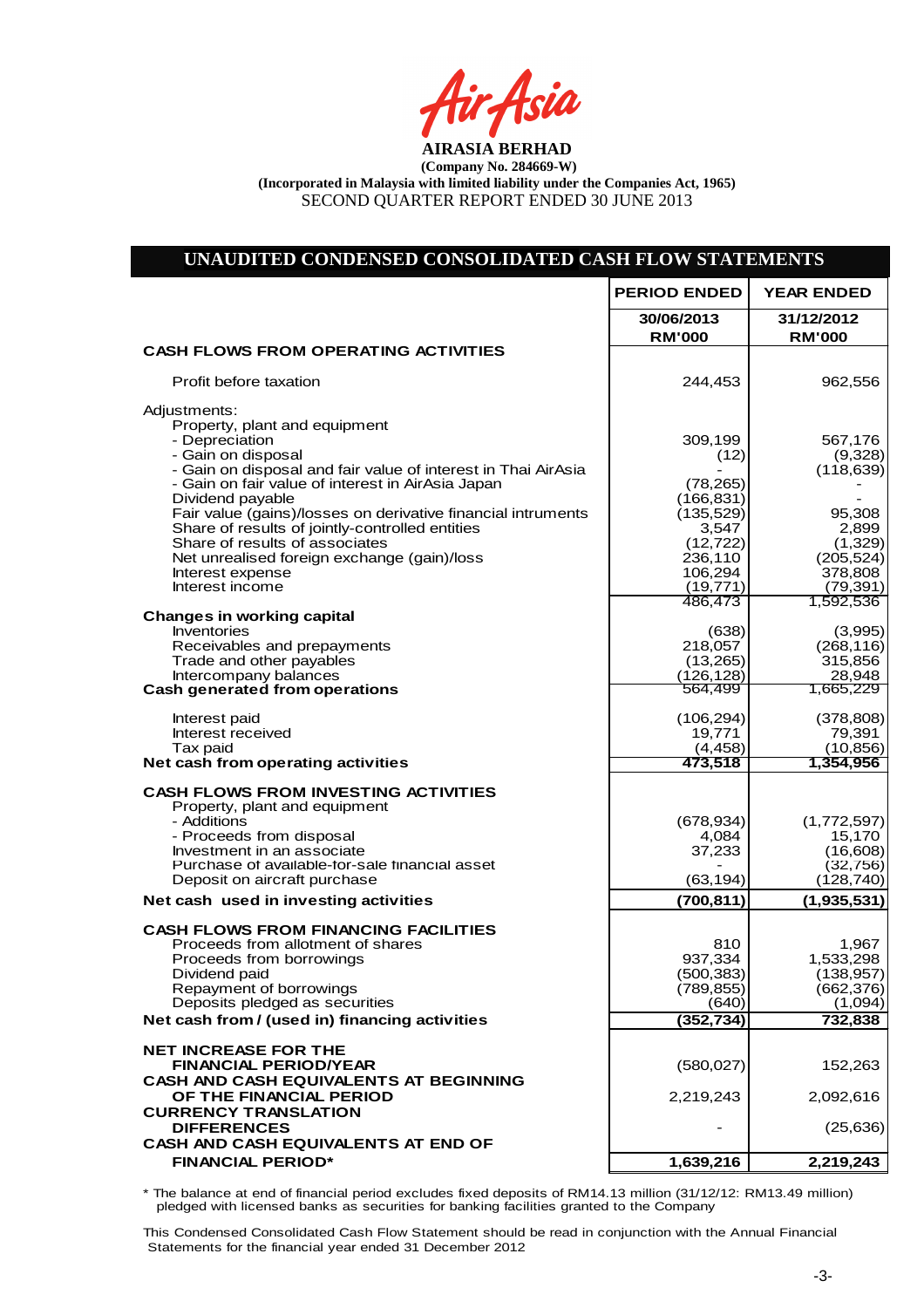**AIRASIA BERHAD**

**(Company No. 284669-W)**

**(Incorporated in Malaysia with limited liability under the Companies Act, 1965)**

SECOND QUARTER REPORT ENDED 30 JUNE 2013

## UNAUDITED CONDENSED CONSOLIDATED CASH FLOW STATEMENTS

| | PERIOD ENDED | YEAR ENDED |
|---|---|---|
| | 30/06/2013 | 31/12/2012 |
| | RM'000 | RM'000 |
| **CASH FLOWS FROM OPERATING ACTIVITIES** | | |
| Profit before taxation | 244,453 | 962,556 |
| Adjustments: | | |
| Property, plant and equipment | | |
| - Depreciation | 309,199 | 567,176 |
| - Gain on disposal | (12) | (9,328) |
| - Gain on disposal and fair value of interest in Thai AirAsia | - | (118,639) |
| - Gain on fair value of interest in AirAsia Japan | (78,265) | - |
| Dividend payable | (166,831) | - |
| Fair value (gains)/losses on derivative financial intruments | (135,529) | 95,308 |
| Share of results of jointly-controlled entities | 3,547 | 2,899 |
| Share of results of associates | (12,722) | (1,329) |
| Net unrealised foreign exchange (gain)/loss | 236,110 | (205,524) |
| Interest expense | 106,294 | 378,808 |
| Interest income | (19,771) | (79,391) |
| | 486,473 | 1,592,536 |
| **Changes in working capital** | | |
| Inventories | (638) | (3,995) |
| Receivables and prepayments | 218,057 | (268,116) |
| Trade and other payables | (13,265) | 315,856 |
| Intercompany balances | (126,128) | 28,948 |
| **Cash generated from operations** | 564,499 | 1,665,229 |
| Interest paid | (106,294) | (378,808) |
| Interest received | 19,771 | 79,391 |
| Tax paid | (4,458) | (10,856) |
| **Net cash from operating activities** | **473,518** | **1,354,956** |
| **CASH FLOWS FROM INVESTING ACTIVITIES** | | |
| Property, plant and equipment | | |
| - Additions | (678,934) | (1,772,597) |
| - Proceeds from disposal | 4,084 | 15,170 |
| Investment in an associate | 37,233 | (16,608) |
| Purchase of available-for-sale financial asset | - | (32,756) |
| Deposit on aircraft purchase | (63,194) | (128,740) |
| **Net cash used in investing activities** | **(700,811)** | **(1,935,531)** |
| **CASH FLOWS FROM FINANCING FACILITIES** | | |
| Proceeds from allotment of shares | 810 | 1,967 |
| Proceeds from borrowings | 937,334 | 1,533,298 |
| Dividend paid | (500,383) | (138,957) |
| Repayment of borrowings | (789,855) | (662,376) |
| Deposits pledged as securities | (640) | (1,094) |
| **Net cash from / (used in) financing activities** | **(352,734)** | **732,838** |
| **NET INCREASE FOR THE FINANCIAL PERIOD/YEAR** | (580,027) | 152,263 |
| **CASH AND CASH EQUIVALENTS AT BEGINNING OF THE FINANCIAL PERIOD** | 2,219,243 | 2,092,616 |
| **CURRENCY TRANSLATION DIFFERENCES** | - | (25,636) |
| **CASH AND CASH EQUIVALENTS AT END OF FINANCIAL PERIOD*** | **1,639,216** | **2,219,243** |

\* The balance at end of financial period excludes fixed deposits of RM14.13 million (31/12/12: RM13.49 million) pledged with licensed banks as securities for banking facilities granted to the Company

This Condensed Consolidated Cash Flow Statement should be read in conjunction with the Annual Financial Statements for the financial year ended 31 December 2012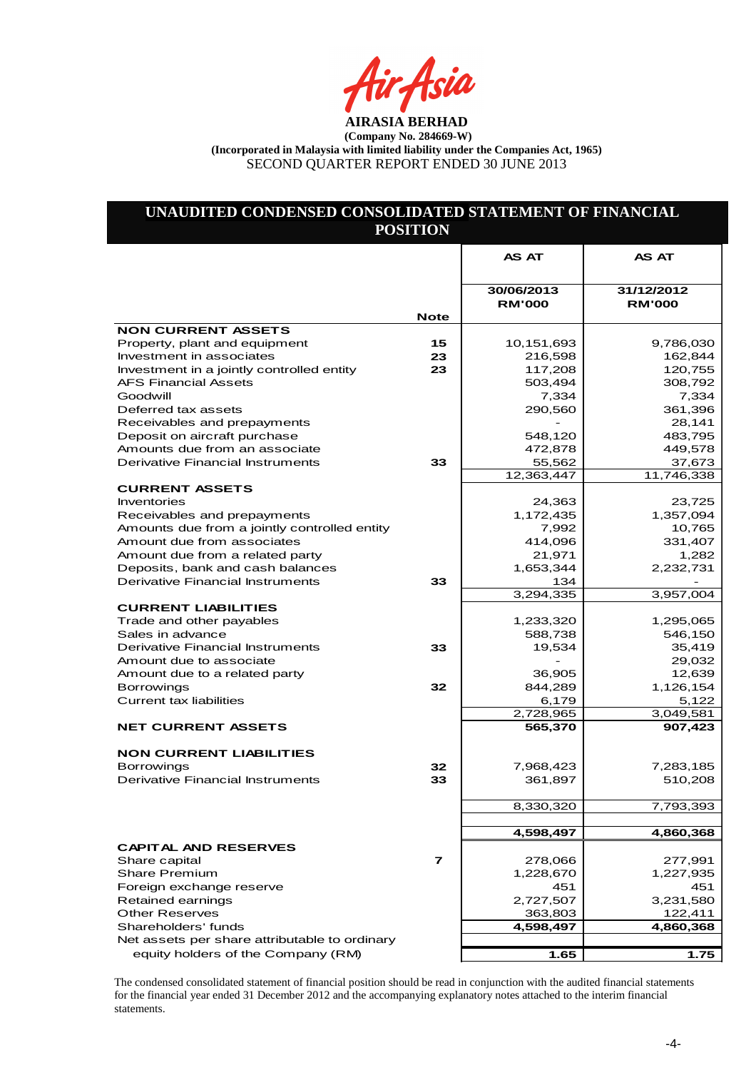**AIRASIA BERHAD**

**(Company No. 284669-W)**

**(Incorporated in Malaysia with limited liability under the Companies Act, 1965)**

SECOND QUARTER REPORT ENDED 30 JUNE 2013

## UNAUDITED CONDENSED CONSOLIDATED STATEMENT OF FINANCIAL POSITION

| | Note | AS AT 30/06/2013 RM'000 | AS AT 31/12/2012 RM'000 |
|---|---|---|---|
| **NON CURRENT ASSETS** | | | |
| Property, plant and equipment | 15 | 10,151,693 | 9,786,030 |
| Investment in associates | 23 | 216,598 | 162,844 |
| Investment in a jointly controlled entity | 23 | 117,208 | 120,755 |
| AFS Financial Assets | | 503,494 | 308,792 |
| Goodwill | | 7,334 | 7,334 |
| Deferred tax assets | | 290,560 | 361,396 |
| Receivables and prepayments | | - | 28,141 |
| Deposit on aircraft purchase | | 548,120 | 483,795 |
| Amounts due from an associate | | 472,878 | 449,578 |
| Derivative Financial Instruments | 33 | 55,562 | 37,673 |
| | | 12,363,447 | 11,746,338 |
| **CURRENT ASSETS** | | | |
| Inventories | | 24,363 | 23,725 |
| Receivables and prepayments | | 1,172,435 | 1,357,094 |
| Amounts due from a jointly controlled entity | | 7,992 | 10,765 |
| Amount due from associates | | 414,096 | 331,407 |
| Amount due from a related party | | 21,971 | 1,282 |
| Deposits, bank and cash balances | | 1,653,344 | 2,232,731 |
| Derivative Financial Instruments | 33 | 134 | - |
| | | 3,294,335 | 3,957,004 |
| **CURRENT LIABILITIES** | | | |
| Trade and other payables | | 1,233,320 | 1,295,065 |
| Sales in advance | | 588,738 | 546,150 |
| Derivative Financial Instruments | 33 | 19,534 | 35,419 |
| Amount due to associate | | - | 29,032 |
| Amount due to a related party | | 36,905 | 12,639 |
| Borrowings | 32 | 844,289 | 1,126,154 |
| Current tax liabilities | | 6,179 | 5,122 |
| | | 2,728,965 | 3,049,581 |
| **NET CURRENT ASSETS** | | **565,370** | **907,423** |
| **NON CURRENT LIABILITIES** | | | |
| Borrowings | 32 | 7,968,423 | 7,283,185 |
| Derivative Financial Instruments | 33 | 361,897 | 510,208 |
| | | 8,330,320 | 7,793,393 |
| | | **4,598,497** | **4,860,368** |
| **CAPITAL AND RESERVES** | | | |
| Share capital | 7 | 278,066 | 277,991 |
| Share Premium | | 1,228,670 | 1,227,935 |
| Foreign exchange reserve | | 451 | 451 |
| Retained earnings | | 2,727,507 | 3,231,580 |
| Other Reserves | | 363,803 | 122,411 |
| Shareholders' funds | | **4,598,497** | **4,860,368** |
| Net assets per share attributable to ordinary equity holders of the Company (RM) | | **1.65** | **1.75** |

The condensed consolidated statement of financial position should be read in conjunction with the audited financial statements for the financial year ended 31 December 2012 and the accompanying explanatory notes attached to the interim financial statements.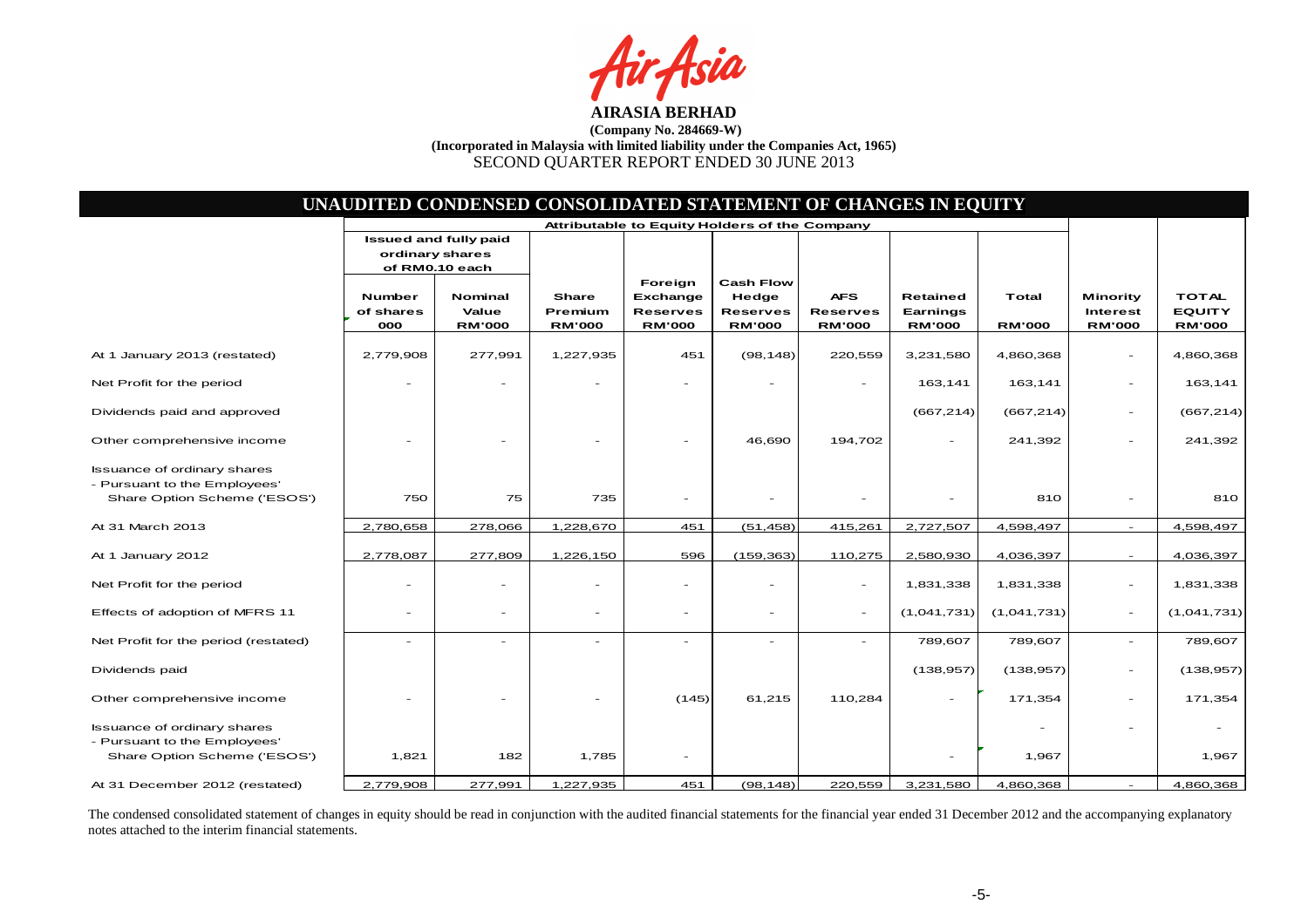**AIRASIA BERHAD**

**(Company No. 284669-W)**

**(Incorporated in Malaysia with limited liability under the Companies Act, 1965)**

SECOND QUARTER REPORT ENDED 30 JUNE 2013

## UNAUDITED CONDENSED CONSOLIDATED STATEMENT OF CHANGES IN EQUITY

| | Attributable to Equity Holders of the Company | | | | | | | | | |
|---|---|---|---|---|---|---|---|---|---|---|
| | Issued and fully paid ordinary shares of RM0.10 each | | | | | | | | | |
| | Number of shares 000 | Nominal Value RM'000 | Share Premium RM'000 | Foreign Exchange Reserves RM'000 | Cash Flow Hedge Reserves RM'000 | AFS Reserves RM'000 | Retained Earnings RM'000 | Total RM'000 | Minority Interest RM'000 | TOTAL EQUITY RM'000 |
| At 1 January 2013 (restated) | 2,779,908 | 277,991 | 1,227,935 | 451 | (98,148) | 220,559 | 3,231,580 | 4,860,368 | - | 4,860,368 |
| Net Profit for the period | - | - | - | - | - | - | 163,141 | 163,141 | - | 163,141 |
| Dividends paid and approved | | | | | | | (667,214) | (667,214) | - | (667,214) |
| Other comprehensive income | - | - | - | - | 46,690 | 194,702 | - | 241,392 | - | 241,392 |
| Issuance of ordinary shares - Pursuant to the Employees' Share Option Scheme ('ESOS') | 750 | 75 | 735 | - | - | - | - | 810 | - | 810 |
| At 31 March 2013 | 2,780,658 | 278,066 | 1,228,670 | 451 | (51,458) | 415,261 | 2,727,507 | 4,598,497 | - | 4,598,497 |
| At 1 January 2012 | 2,778,087 | 277,809 | 1,226,150 | 596 | (159,363) | 110,275 | 2,580,930 | 4,036,397 | - | 4,036,397 |
| Net Profit for the period | - | - | - | - | - | - | 1,831,338 | 1,831,338 | - | 1,831,338 |
| Effects of adoption of MFRS 11 | - | - | - | - | - | - | (1,041,731) | (1,041,731) | - | (1,041,731) |
| Net Profit for the period (restated) | - | - | - | - | - | - | 789,607 | 789,607 | - | 789,607 |
| Dividends paid | | | | | | | (138,957) | (138,957) | - | (138,957) |
| Other comprehensive income | - | - | - | (145) | 61,215 | 110,284 | - | 171,354 | - | 171,354 |
| Issuance of ordinary shares - Pursuant to the Employees' Share Option Scheme ('ESOS') | 1,821 | 182 | 1,785 | - | | | - | 1,967 | - | 1,967 |
| At 31 December 2012 (restated) | 2,779,908 | 277,991 | 1,227,935 | 451 | (98,148) | 220,559 | 3,231,580 | 4,860,368 | - | 4,860,368 |

The condensed consolidated statement of changes in equity should be read in conjunction with the audited financial statements for the financial year ended 31 December 2012 and the accompanying explanatory notes attached to the interim financial statements.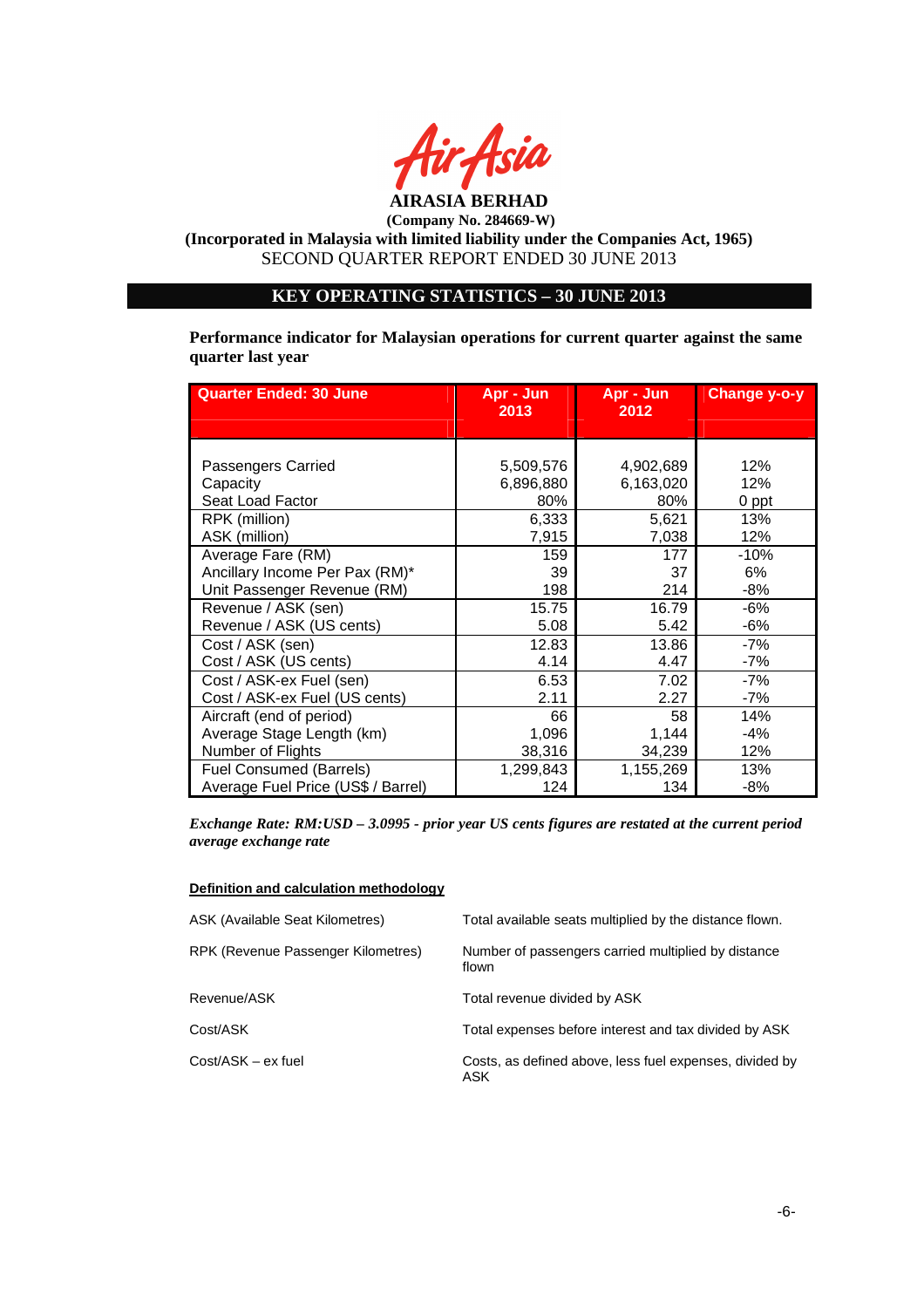**AIRASIA BERHAD**
**(Company No. 284669-W)**
**(Incorporated in Malaysia with limited liability under the Companies Act, 1965)**
SECOND QUARTER REPORT ENDED 30 JUNE 2013

## KEY OPERATING STATISTICS – 30 JUNE 2013

**Performance indicator for Malaysian operations for current quarter against the same quarter last year**

| Quarter Ended: 30 June | Apr - Jun 2013 | Apr - Jun 2012 | Change y-o-y |
|---|---|---|---|
| Passengers Carried | 5,509,576 | 4,902,689 | 12% |
| Capacity | 6,896,880 | 6,163,020 | 12% |
| Seat Load Factor | 80% | 80% | 0 ppt |
| RPK (million) | 6,333 | 5,621 | 13% |
| ASK (million) | 7,915 | 7,038 | 12% |
| Average Fare (RM) | 159 | 177 | -10% |
| Ancillary Income Per Pax (RM)* | 39 | 37 | 6% |
| Unit Passenger Revenue (RM) | 198 | 214 | -8% |
| Revenue / ASK (sen) | 15.75 | 16.79 | -6% |
| Revenue / ASK (US cents) | 5.08 | 5.42 | -6% |
| Cost / ASK (sen) | 12.83 | 13.86 | -7% |
| Cost / ASK (US cents) | 4.14 | 4.47 | -7% |
| Cost / ASK-ex Fuel (sen) | 6.53 | 7.02 | -7% |
| Cost / ASK-ex Fuel (US cents) | 2.11 | 2.27 | -7% |
| Aircraft (end of period) | 66 | 58 | 14% |
| Average Stage Length (km) | 1,096 | 1,144 | -4% |
| Number of Flights | 38,316 | 34,239 | 12% |
| Fuel Consumed (Barrels) | 1,299,843 | 1,155,269 | 13% |
| Average Fuel Price (US$ / Barrel) | 124 | 134 | -8% |

***Exchange Rate: RM:USD – 3.0995 - prior year US cents figures are restated at the current period average exchange rate***

**Definition and calculation methodology**

| | |
|---|---|
| ASK (Available Seat Kilometres) | Total available seats multiplied by the distance flown. |
| RPK (Revenue Passenger Kilometres) | Number of passengers carried multiplied by distance flown |
| Revenue/ASK | Total revenue divided by ASK |
| Cost/ASK | Total expenses before interest and tax divided by ASK |
| Cost/ASK – ex fuel | Costs, as defined above, less fuel expenses, divided by ASK |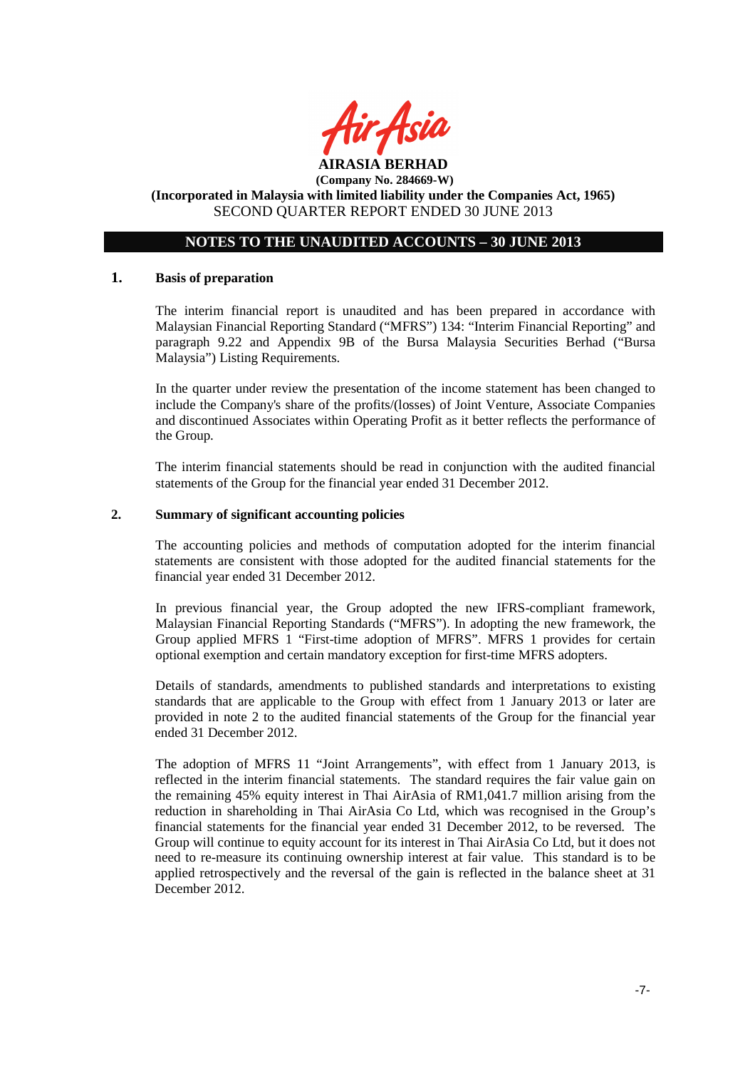**AIRASIA BERHAD**

**(Company No. 284669-W)**

**(Incorporated in Malaysia with limited liability under the Companies Act, 1965)**

SECOND QUARTER REPORT ENDED 30 JUNE 2013

## NOTES TO THE UNAUDITED ACCOUNTS – 30 JUNE 2013

### 1. Basis of preparation

The interim financial report is unaudited and has been prepared in accordance with Malaysian Financial Reporting Standard ("MFRS") 134: "Interim Financial Reporting" and paragraph 9.22 and Appendix 9B of the Bursa Malaysia Securities Berhad ("Bursa Malaysia") Listing Requirements.

In the quarter under review the presentation of the income statement has been changed to include the Company's share of the profits/(losses) of Joint Venture, Associate Companies and discontinued Associates within Operating Profit as it better reflects the performance of the Group.

The interim financial statements should be read in conjunction with the audited financial statements of the Group for the financial year ended 31 December 2012.

### 2. Summary of significant accounting policies

The accounting policies and methods of computation adopted for the interim financial statements are consistent with those adopted for the audited financial statements for the financial year ended 31 December 2012.

In previous financial year, the Group adopted the new IFRS-compliant framework, Malaysian Financial Reporting Standards ("MFRS"). In adopting the new framework, the Group applied MFRS 1 "First-time adoption of MFRS". MFRS 1 provides for certain optional exemption and certain mandatory exception for first-time MFRS adopters.

Details of standards, amendments to published standards and interpretations to existing standards that are applicable to the Group with effect from 1 January 2013 or later are provided in note 2 to the audited financial statements of the Group for the financial year ended 31 December 2012.

The adoption of MFRS 11 "Joint Arrangements", with effect from 1 January 2013, is reflected in the interim financial statements. The standard requires the fair value gain on the remaining 45% equity interest in Thai AirAsia of RM1,041.7 million arising from the reduction in shareholding in Thai AirAsia Co Ltd, which was recognised in the Group's financial statements for the financial year ended 31 December 2012, to be reversed. The Group will continue to equity account for its interest in Thai AirAsia Co Ltd, but it does not need to re-measure its continuing ownership interest at fair value. This standard is to be applied retrospectively and the reversal of the gain is reflected in the balance sheet at 31 December 2012.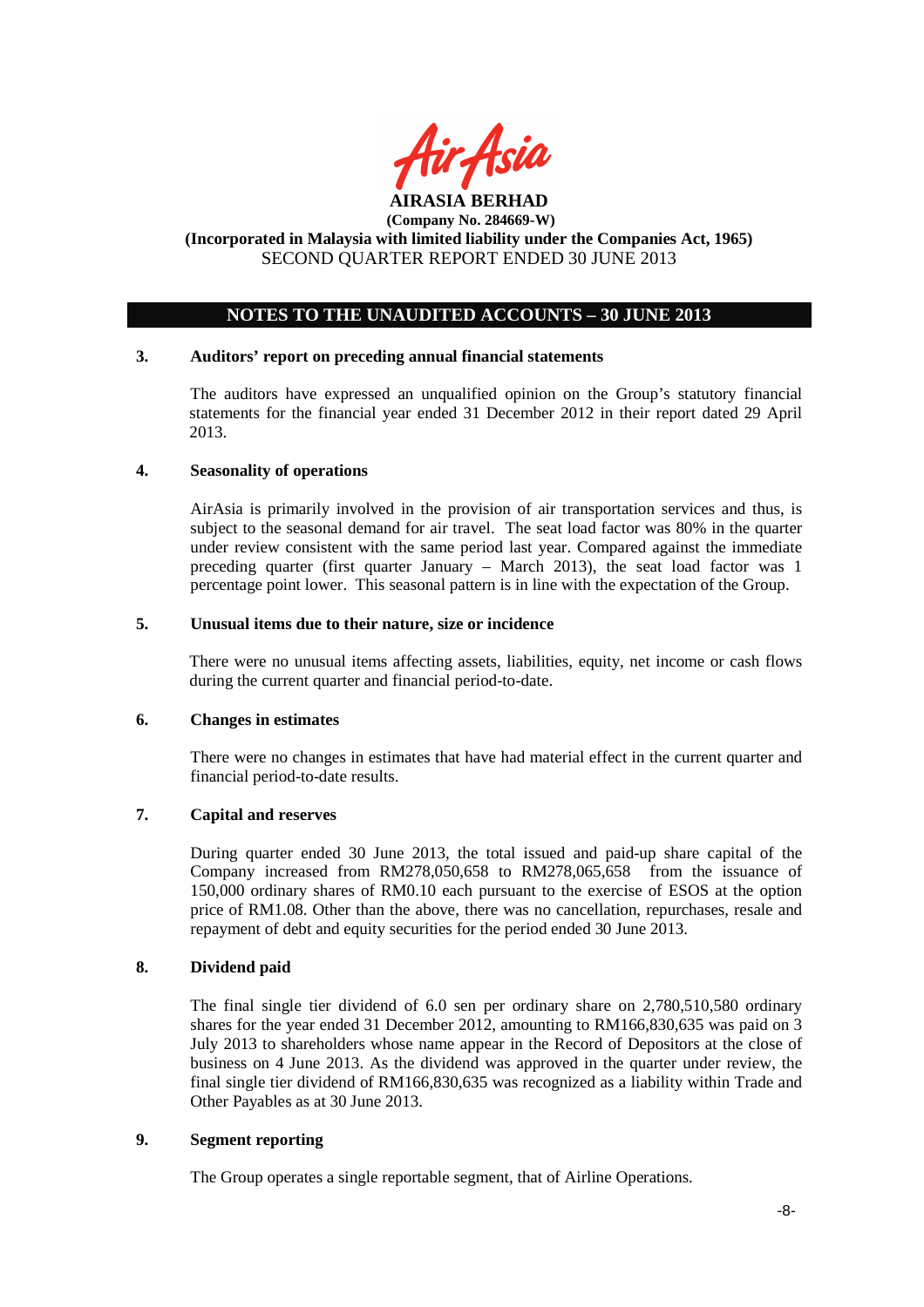**AIRASIA BERHAD**
**(Company No. 284669-W)**
**(Incorporated in Malaysia with limited liability under the Companies Act, 1965)**
SECOND QUARTER REPORT ENDED 30 JUNE 2013

## NOTES TO THE UNAUDITED ACCOUNTS – 30 JUNE 2013

### 3. Auditors' report on preceding annual financial statements

The auditors have expressed an unqualified opinion on the Group's statutory financial statements for the financial year ended 31 December 2012 in their report dated 29 April 2013.

### 4. Seasonality of operations

AirAsia is primarily involved in the provision of air transportation services and thus, is subject to the seasonal demand for air travel. The seat load factor was 80% in the quarter under review consistent with the same period last year. Compared against the immediate preceding quarter (first quarter January – March 2013), the seat load factor was 1 percentage point lower. This seasonal pattern is in line with the expectation of the Group.

### 5. Unusual items due to their nature, size or incidence

There were no unusual items affecting assets, liabilities, equity, net income or cash flows during the current quarter and financial period-to-date.

### 6. Changes in estimates

There were no changes in estimates that have had material effect in the current quarter and financial period-to-date results.

### 7. Capital and reserves

During quarter ended 30 June 2013, the total issued and paid-up share capital of the Company increased from RM278,050,658 to RM278,065,658 from the issuance of 150,000 ordinary shares of RM0.10 each pursuant to the exercise of ESOS at the option price of RM1.08. Other than the above, there was no cancellation, repurchases, resale and repayment of debt and equity securities for the period ended 30 June 2013.

### 8. Dividend paid

The final single tier dividend of 6.0 sen per ordinary share on 2,780,510,580 ordinary shares for the year ended 31 December 2012, amounting to RM166,830,635 was paid on 3 July 2013 to shareholders whose name appear in the Record of Depositors at the close of business on 4 June 2013. As the dividend was approved in the quarter under review, the final single tier dividend of RM166,830,635 was recognized as a liability within Trade and Other Payables as at 30 June 2013.

### 9. Segment reporting

The Group operates a single reportable segment, that of Airline Operations.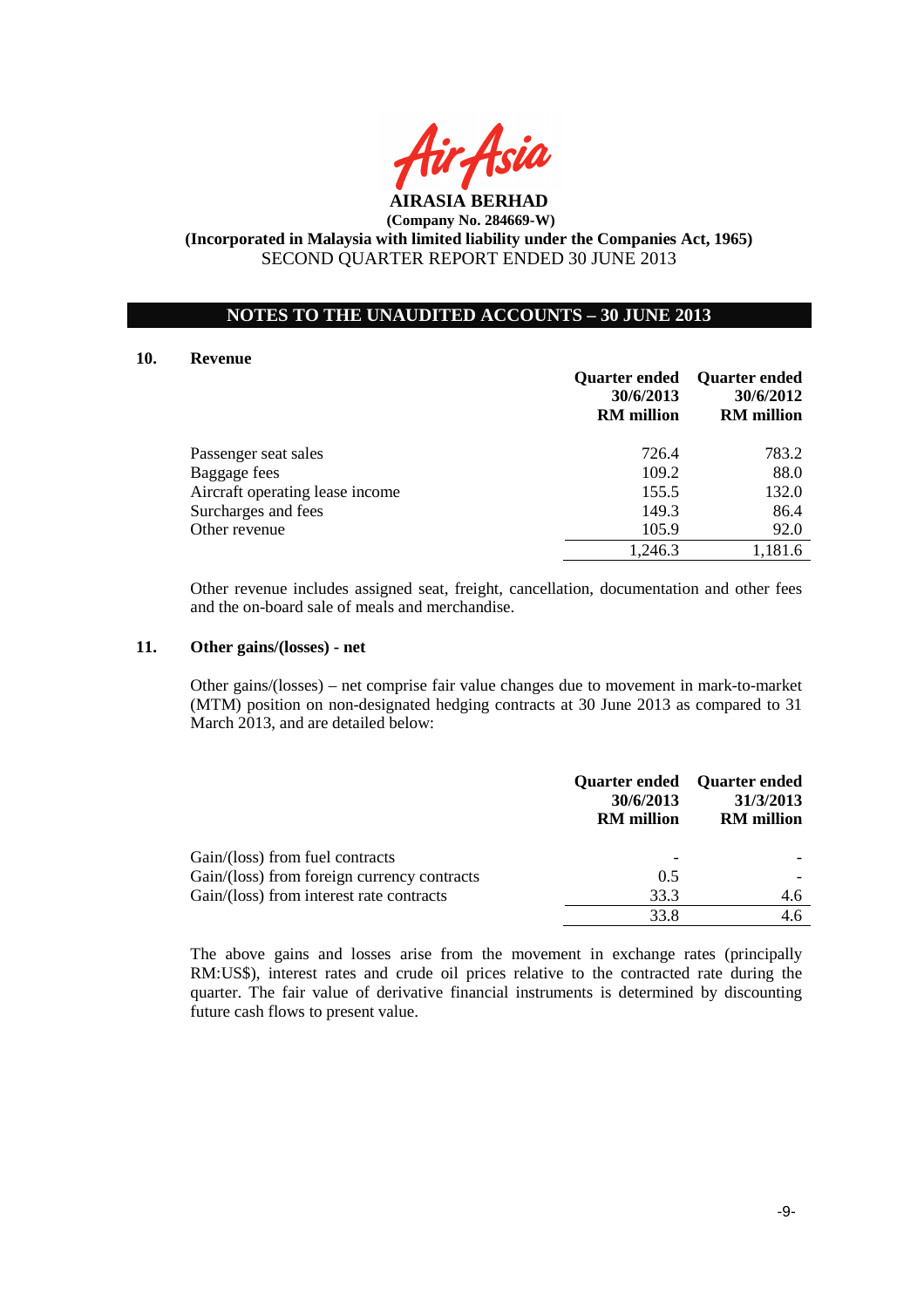**AIRASIA BERHAD**
**(Company No. 284669-W)**
**(Incorporated in Malaysia with limited liability under the Companies Act, 1965)**
SECOND QUARTER REPORT ENDED 30 JUNE 2013

## NOTES TO THE UNAUDITED ACCOUNTS – 30 JUNE 2013

### 10. Revenue

| | Quarter ended 30/6/2013 RM million | Quarter ended 30/6/2012 RM million |
|---|---|---|
| Passenger seat sales | 726.4 | 783.2 |
| Baggage fees | 109.2 | 88.0 |
| Aircraft operating lease income | 155.5 | 132.0 |
| Surcharges and fees | 149.3 | 86.4 |
| Other revenue | 105.9 | 92.0 |
| | 1,246.3 | 1,181.6 |

Other revenue includes assigned seat, freight, cancellation, documentation and other fees and the on-board sale of meals and merchandise.

### 11. Other gains/(losses) - net

Other gains/(losses) – net comprise fair value changes due to movement in mark-to-market (MTM) position on non-designated hedging contracts at 30 June 2013 as compared to 31 March 2013, and are detailed below:

| | Quarter ended 30/6/2013 RM million | Quarter ended 31/3/2013 RM million |
|---|---|---|
| Gain/(loss) from fuel contracts | - | - |
| Gain/(loss) from foreign currency contracts | 0.5 | - |
| Gain/(loss) from interest rate contracts | 33.3 | 4.6 |
| | 33.8 | 4.6 |

The above gains and losses arise from the movement in exchange rates (principally RM:US$), interest rates and crude oil prices relative to the contracted rate during the quarter. The fair value of derivative financial instruments is determined by discounting future cash flows to present value.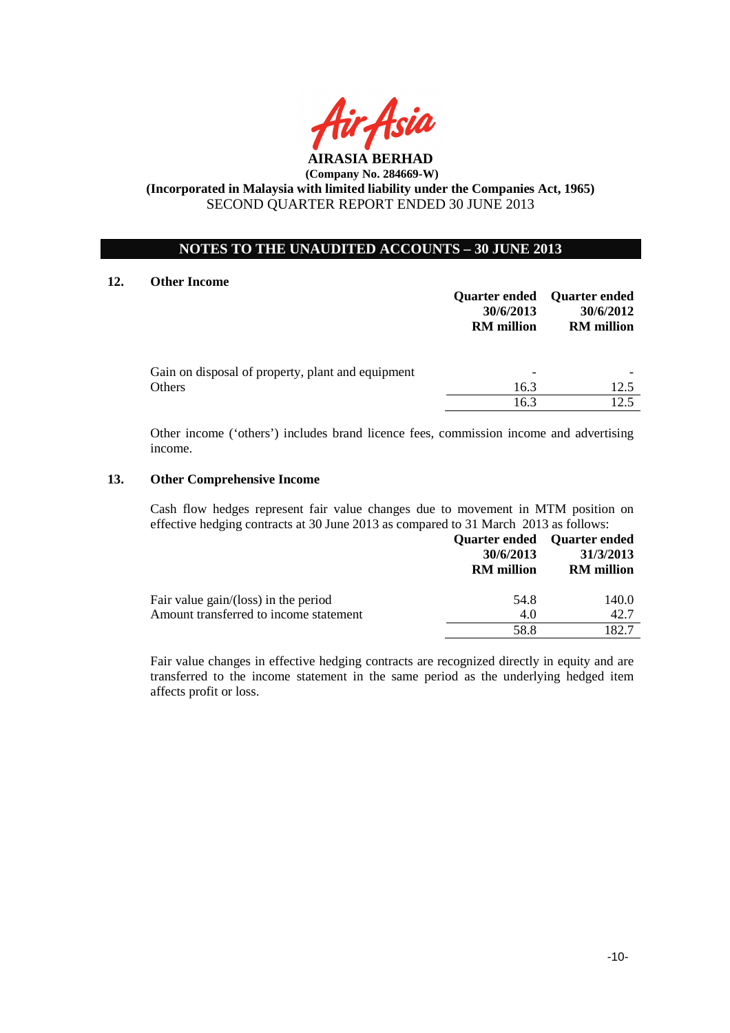**AIRASIA BERHAD**

**(Company No. 284669-W)**

**(Incorporated in Malaysia with limited liability under the Companies Act, 1965)**

SECOND QUARTER REPORT ENDED 30 JUNE 2013

## NOTES TO THE UNAUDITED ACCOUNTS – 30 JUNE 2013

### 12. Other Income

| | Quarter ended 30/6/2013 RM million | Quarter ended 30/6/2012 RM million |
|---|---|---|
| Gain on disposal of property, plant and equipment | - | - |
| Others | 16.3 | 12.5 |
| | 16.3 | 12.5 |

Other income ('others') includes brand licence fees, commission income and advertising income.

### 13. Other Comprehensive Income

Cash flow hedges represent fair value changes due to movement in MTM position on effective hedging contracts at 30 June 2013 as compared to 31 March 2013 as follows:

| | Quarter ended 30/6/2013 RM million | Quarter ended 31/3/2013 RM million |
|---|---|---|
| Fair value gain/(loss) in the period | 54.8 | 140.0 |
| Amount transferred to income statement | 4.0 | 42.7 |
| | 58.8 | 182.7 |

Fair value changes in effective hedging contracts are recognized directly in equity and are transferred to the income statement in the same period as the underlying hedged item affects profit or loss.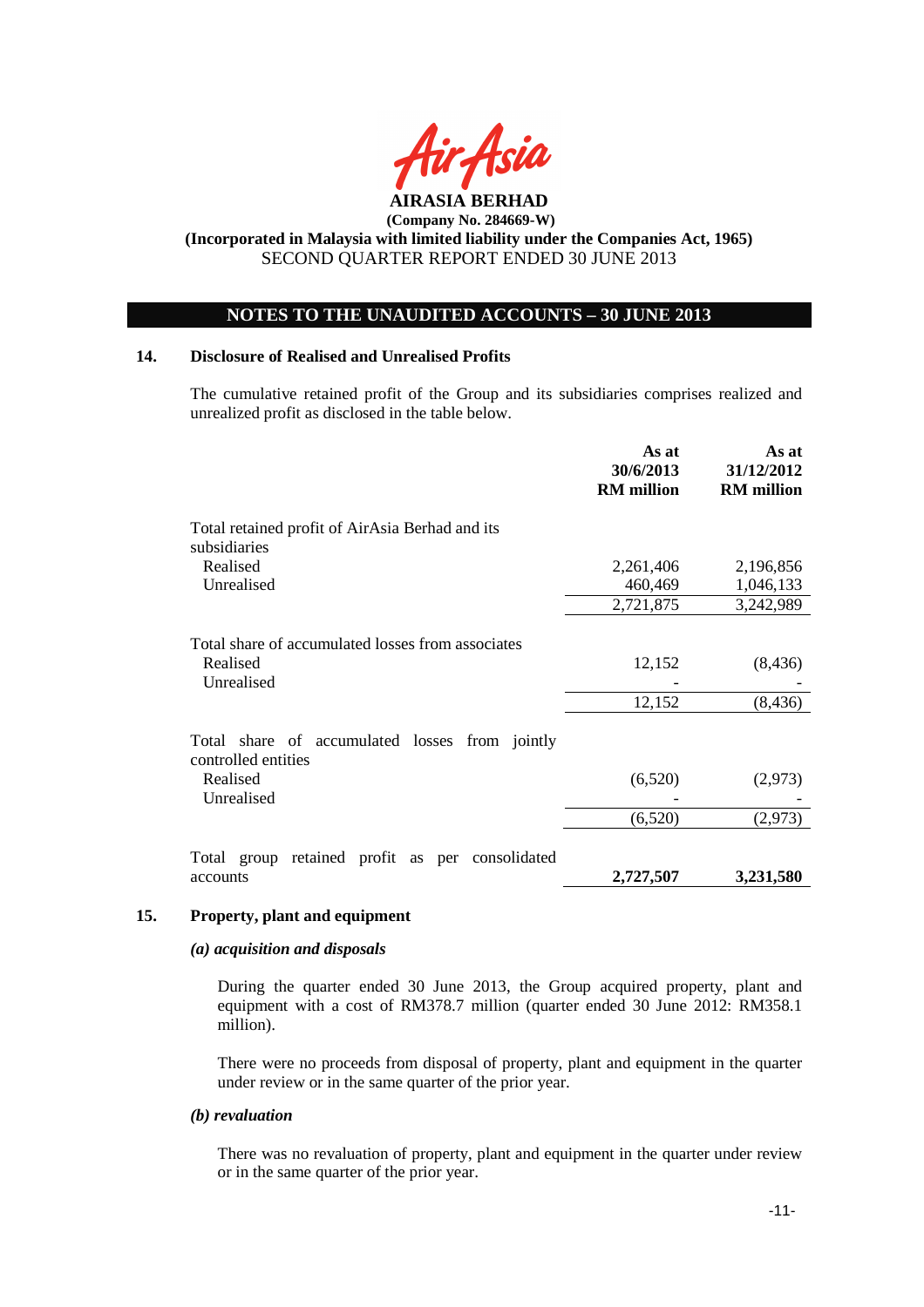**AIRASIA BERHAD**

**(Company No. 284669-W)**

**(Incorporated in Malaysia with limited liability under the Companies Act, 1965)**

SECOND QUARTER REPORT ENDED 30 JUNE 2013

## NOTES TO THE UNAUDITED ACCOUNTS – 30 JUNE 2013

### 14. Disclosure of Realised and Unrealised Profits

The cumulative retained profit of the Group and its subsidiaries comprises realized and unrealized profit as disclosed in the table below.

| | As at 30/6/2013 RM million | As at 31/12/2012 RM million |
|---|---|---|
| Total retained profit of AirAsia Berhad and its subsidiaries | | |
| Realised | 2,261,406 | 2,196,856 |
| Unrealised | 460,469 | 1,046,133 |
| | 2,721,875 | 3,242,989 |
| Total share of accumulated losses from associates | | |
| Realised | 12,152 | (8,436) |
| Unrealised | - | - |
| | 12,152 | (8,436) |
| Total share of accumulated losses from jointly controlled entities | | |
| Realised | (6,520) | (2,973) |
| Unrealised | - | - |
| | (6,520) | (2,973) |
| Total group retained profit as per consolidated accounts | **2,727,507** | **3,231,580** |

### 15. Property, plant and equipment

***(a) acquisition and disposals***

During the quarter ended 30 June 2013, the Group acquired property, plant and equipment with a cost of RM378.7 million (quarter ended 30 June 2012: RM358.1 million).

There were no proceeds from disposal of property, plant and equipment in the quarter under review or in the same quarter of the prior year.

***(b) revaluation***

There was no revaluation of property, plant and equipment in the quarter under review or in the same quarter of the prior year.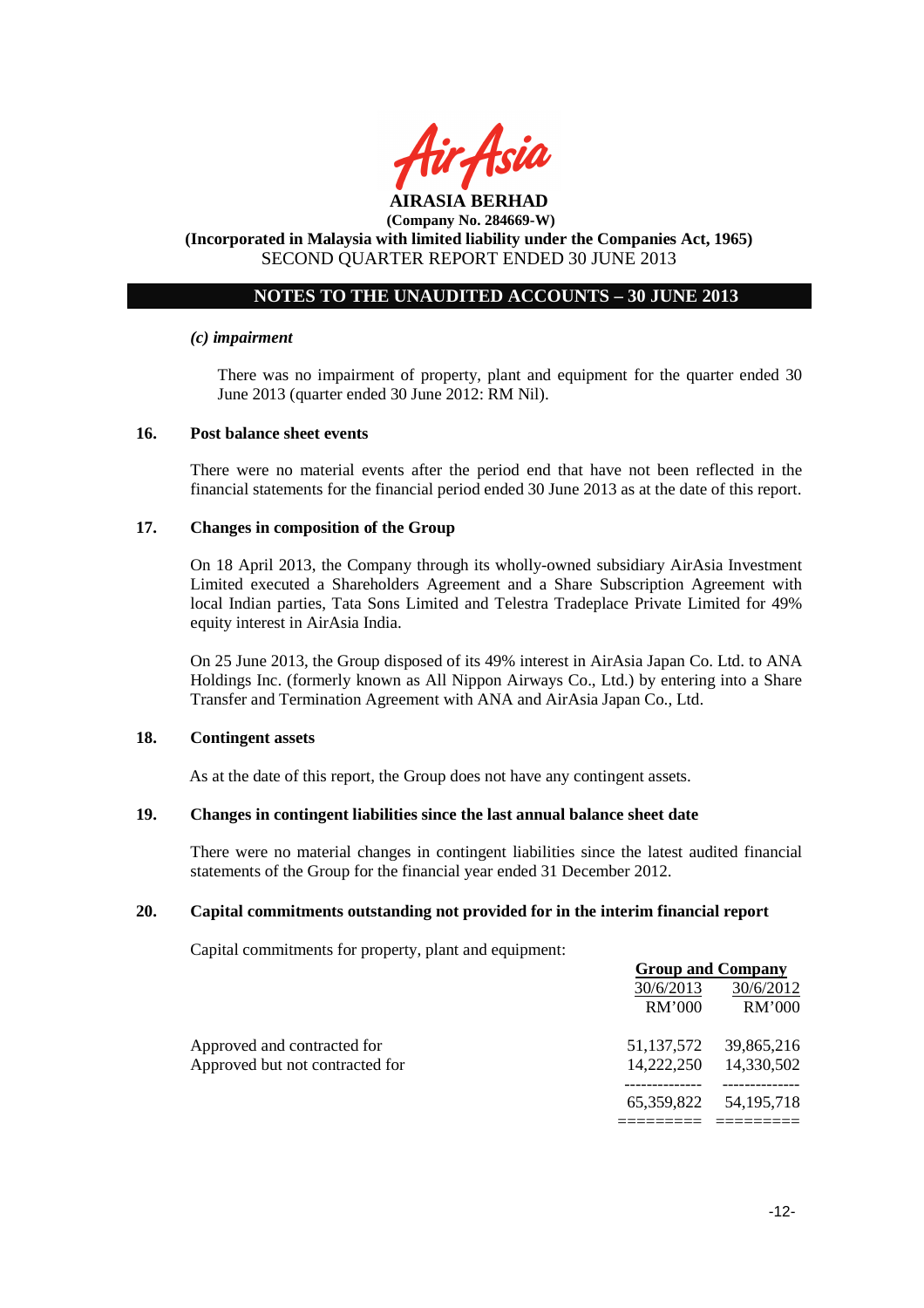## NOTES TO THE UNAUDITED ACCOUNTS – 30 JUNE 2013

*(c) impairment*

There was no impairment of property, plant and equipment for the quarter ended 30 June 2013 (quarter ended 30 June 2012: RM Nil).

### 16. Post balance sheet events

There were no material events after the period end that have not been reflected in the financial statements for the financial period ended 30 June 2013 as at the date of this report.

### 17. Changes in composition of the Group

On 18 April 2013, the Company through its wholly-owned subsidiary AirAsia Investment Limited executed a Shareholders Agreement and a Share Subscription Agreement with local Indian parties, Tata Sons Limited and Telestra Tradeplace Private Limited for 49% equity interest in AirAsia India.

On 25 June 2013, the Group disposed of its 49% interest in AirAsia Japan Co. Ltd. to ANA Holdings Inc. (formerly known as All Nippon Airways Co., Ltd.) by entering into a Share Transfer and Termination Agreement with ANA and AirAsia Japan Co., Ltd.

### 18. Contingent assets

As at the date of this report, the Group does not have any contingent assets.

### 19. Changes in contingent liabilities since the last annual balance sheet date

There were no material changes in contingent liabilities since the latest audited financial statements of the Group for the financial year ended 31 December 2012.

### 20. Capital commitments outstanding not provided for in the interim financial report

Capital commitments for property, plant and equipment:

| | Group and Company | |
|---|---|---|
| | 30/6/2013 | 30/6/2012 |
| | RM'000 | RM'000 |
| Approved and contracted for | 51,137,572 | 39,865,216 |
| Approved but not contracted for | 14,222,250 | 14,330,502 |
| | 65,359,822 | 54,195,718 |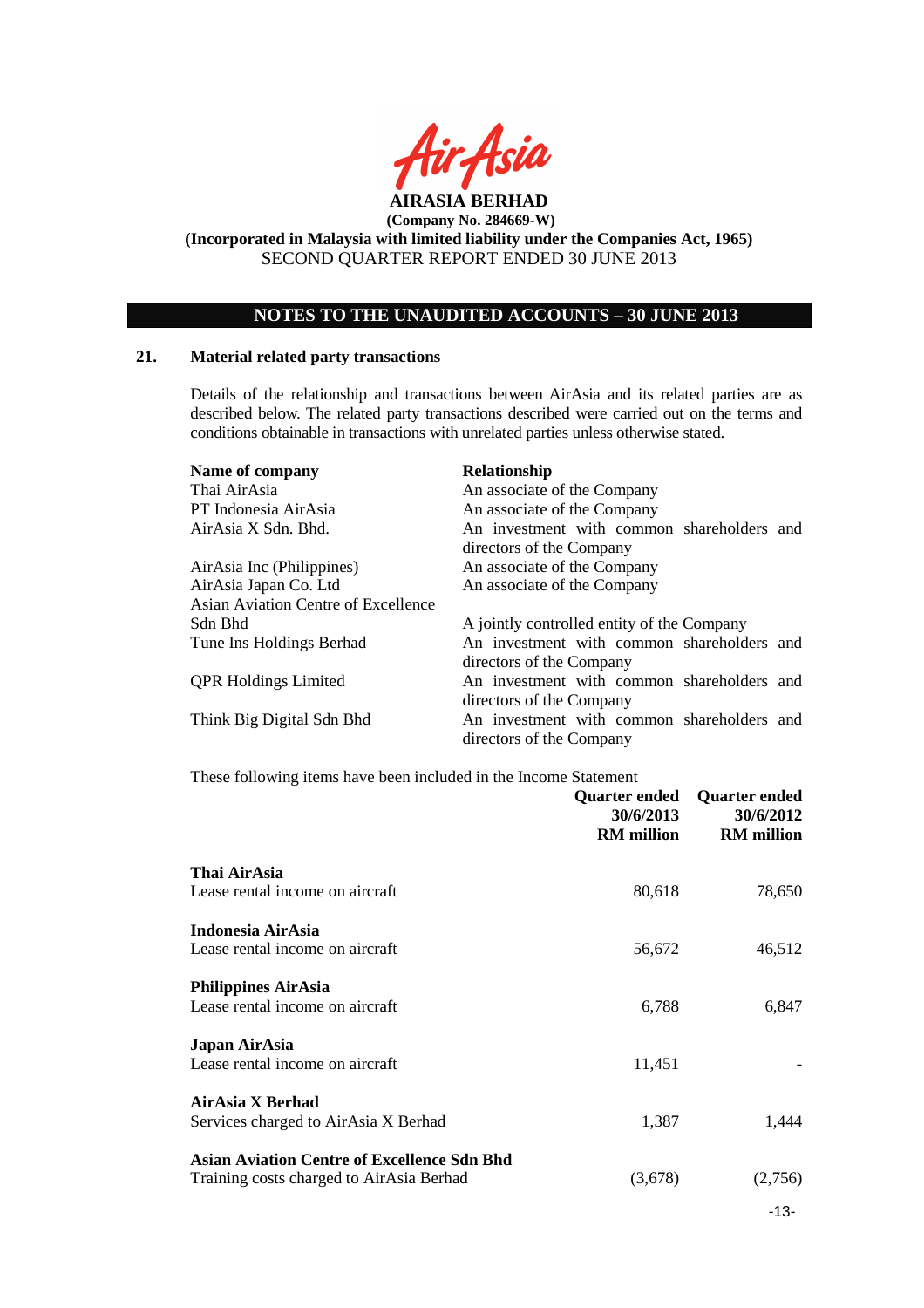AIRASIA BERHAD

(Company No. 284669-W)

(Incorporated in Malaysia with limited liability under the Companies Act, 1965)

SECOND QUARTER REPORT ENDED 30 JUNE 2013

## NOTES TO THE UNAUDITED ACCOUNTS – 30 JUNE 2013

### 21. Material related party transactions

Details of the relationship and transactions between AirAsia and its related parties are as described below. The related party transactions described were carried out on the terms and conditions obtainable in transactions with unrelated parties unless otherwise stated.

| Name of company | Relationship |
|---|---|
| Thai AirAsia | An associate of the Company |
| PT Indonesia AirAsia | An associate of the Company |
| AirAsia X Sdn. Bhd. | An investment with common shareholders and directors of the Company |
| AirAsia Inc (Philippines) | An associate of the Company |
| AirAsia Japan Co. Ltd | An associate of the Company |
| Asian Aviation Centre of Excellence Sdn Bhd | A jointly controlled entity of the Company |
| Tune Ins Holdings Berhad | An investment with common shareholders and directors of the Company |
| QPR Holdings Limited | An investment with common shareholders and directors of the Company |
| Think Big Digital Sdn Bhd | An investment with common shareholders and directors of the Company |

These following items have been included in the Income Statement

| | Quarter ended 30/6/2013 RM million | Quarter ended 30/6/2012 RM million |
|---|---|---|
| **Thai AirAsia** | | |
| Lease rental income on aircraft | 80,618 | 78,650 |
| **Indonesia AirAsia** | | |
| Lease rental income on aircraft | 56,672 | 46,512 |
| **Philippines AirAsia** | | |
| Lease rental income on aircraft | 6,788 | 6,847 |
| **Japan AirAsia** | | |
| Lease rental income on aircraft | 11,451 | - |
| **AirAsia X Berhad** | | |
| Services charged to AirAsia X Berhad | 1,387 | 1,444 |
| **Asian Aviation Centre of Excellence Sdn Bhd** | | |
| Training costs charged to AirAsia Berhad | (3,678) | (2,756) |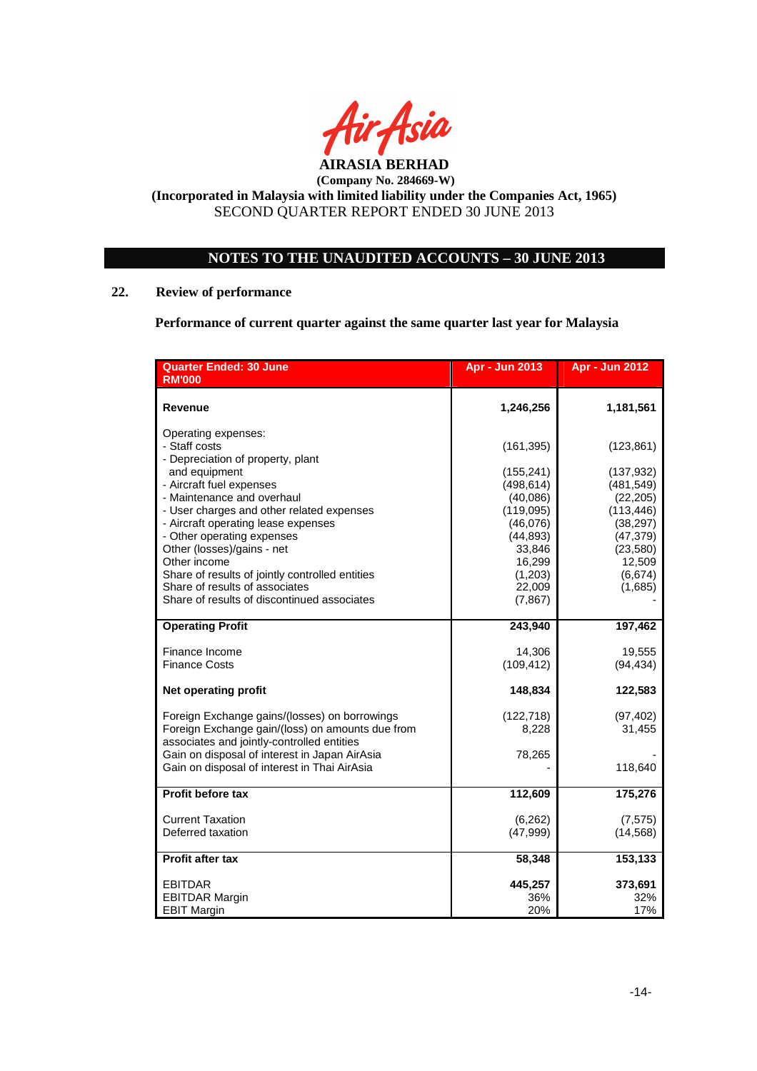**AIRASIA BERHAD**
**(Company No. 284669-W)**
**(Incorporated in Malaysia with limited liability under the Companies Act, 1965)**
SECOND QUARTER REPORT ENDED 30 JUNE 2013

## NOTES TO THE UNAUDITED ACCOUNTS – 30 JUNE 2013

### 22. Review of performance

**Performance of current quarter against the same quarter last year for Malaysia**

| Quarter Ended: 30 June<br>RM'000 | Apr - Jun 2013 | Apr - Jun 2012 |
|---|---|---|
| **Revenue** | **1,246,256** | **1,181,561** |
| Operating expenses: | | |
| - Staff costs | (161,395) | (123,861) |
| - Depreciation of property, plant and equipment | (155,241) | (137,932) |
| - Aircraft fuel expenses | (498,614) | (481,549) |
| - Maintenance and overhaul | (40,086) | (22,205) |
| - User charges and other related expenses | (119,095) | (113,446) |
| - Aircraft operating lease expenses | (46,076) | (38,297) |
| - Other operating expenses | (44,893) | (47,379) |
| Other (losses)/gains - net | 33,846 | (23,580) |
| Other income | 16,299 | 12,509 |
| Share of results of jointly controlled entities | (1,203) | (6,674) |
| Share of results of associates | 22,009 | (1,685) |
| Share of results of discontinued associates | (7,867) | - |
| **Operating Profit** | **243,940** | **197,462** |
| Finance Income | 14,306 | 19,555 |
| Finance Costs | (109,412) | (94,434) |
| **Net operating profit** | **148,834** | **122,583** |
| Foreign Exchange gains/(losses) on borrowings | (122,718) | (97,402) |
| Foreign Exchange gain/(loss) on amounts due from associates and jointly-controlled entities | 8,228 | 31,455 |
| Gain on disposal of interest in Japan AirAsia | 78,265 | - |
| Gain on disposal of interest in Thai AirAsia | - | 118,640 |
| **Profit before tax** | **112,609** | **175,276** |
| Current Taxation | (6,262) | (7,575) |
| Deferred taxation | (47,999) | (14,568) |
| **Profit after tax** | **58,348** | **153,133** |
| EBITDAR | **445,257** | **373,691** |
| EBITDAR Margin | 36% | 32% |
| EBIT Margin | 20% | 17% |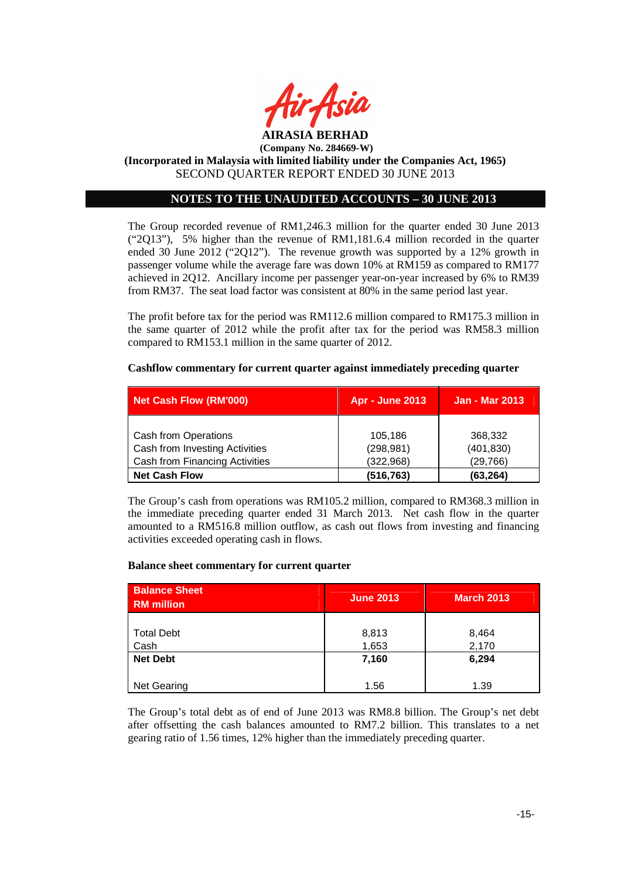**AIRASIA BERHAD**
**(Company No. 284669-W)**
**(Incorporated in Malaysia with limited liability under the Companies Act, 1965)**
SECOND QUARTER REPORT ENDED 30 JUNE 2013

## NOTES TO THE UNAUDITED ACCOUNTS – 30 JUNE 2013

The Group recorded revenue of RM1,246.3 million for the quarter ended 30 June 2013 ("2Q13"), 5% higher than the revenue of RM1,181.6.4 million recorded in the quarter ended 30 June 2012 ("2Q12"). The revenue growth was supported by a 12% growth in passenger volume while the average fare was down 10% at RM159 as compared to RM177 achieved in 2Q12. Ancillary income per passenger year-on-year increased by 6% to RM39 from RM37. The seat load factor was consistent at 80% in the same period last year.

The profit before tax for the period was RM112.6 million compared to RM175.3 million in the same quarter of 2012 while the profit after tax for the period was RM58.3 million compared to RM153.1 million in the same quarter of 2012.

**Cashflow commentary for current quarter against immediately preceding quarter**

| Net Cash Flow (RM'000) | Apr - June 2013 | Jan - Mar 2013 |
|---|---|---|
| Cash from Operations | 105,186 | 368,332 |
| Cash from Investing Activities | (298,981) | (401,830) |
| Cash from Financing Activities | (322,968) | (29,766) |
| **Net Cash Flow** | **(516,763)** | **(63,264)** |

The Group's cash from operations was RM105.2 million, compared to RM368.3 million in the immediate preceding quarter ended 31 March 2013. Net cash flow in the quarter amounted to a RM516.8 million outflow, as cash out flows from investing and financing activities exceeded operating cash in flows.

**Balance sheet commentary for current quarter**

| Balance Sheet RM million | June 2013 | March 2013 |
|---|---|---|
| Total Debt | 8,813 | 8,464 |
| Cash | 1,653 | 2,170 |
| **Net Debt** | **7,160** | **6,294** |
| Net Gearing | 1.56 | 1.39 |

The Group's total debt as of end of June 2013 was RM8.8 billion. The Group's net debt after offsetting the cash balances amounted to RM7.2 billion. This translates to a net gearing ratio of 1.56 times, 12% higher than the immediately preceding quarter.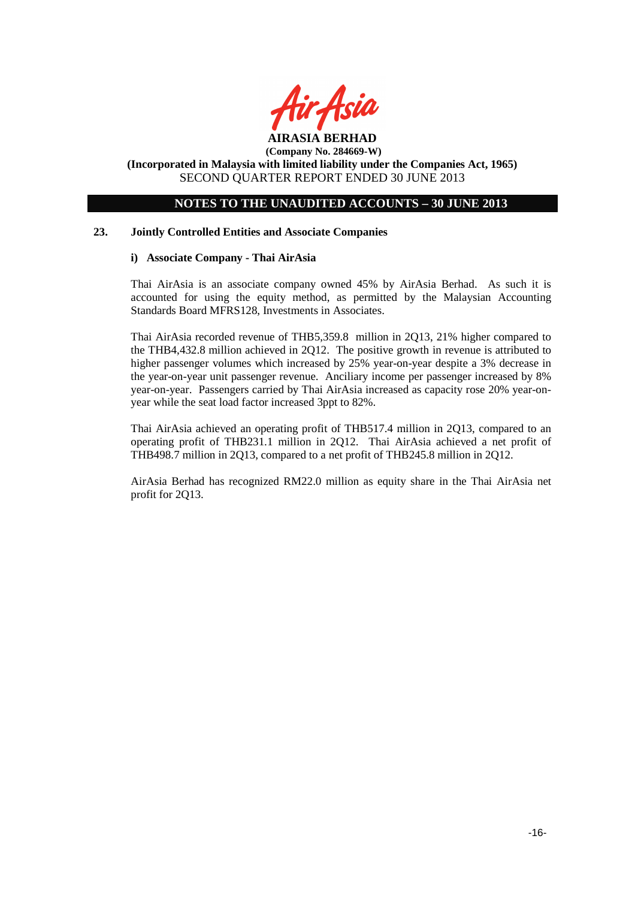**AIRASIA BERHAD**
**(Company No. 284669-W)**
**(Incorporated in Malaysia with limited liability under the Companies Act, 1965)**
SECOND QUARTER REPORT ENDED 30 JUNE 2013

**NOTES TO THE UNAUDITED ACCOUNTS – 30 JUNE 2013**

## 23. Jointly Controlled Entities and Associate Companies

### i) Associate Company - Thai AirAsia

Thai AirAsia is an associate company owned 45% by AirAsia Berhad. As such it is accounted for using the equity method, as permitted by the Malaysian Accounting Standards Board MFRS128, Investments in Associates.

Thai AirAsia recorded revenue of THB5,359.8 million in 2Q13, 21% higher compared to the THB4,432.8 million achieved in 2Q12. The positive growth in revenue is attributed to higher passenger volumes which increased by 25% year-on-year despite a 3% decrease in the year-on-year unit passenger revenue. Anciliary income per passenger increased by 8% year-on-year. Passengers carried by Thai AirAsia increased as capacity rose 20% year-on-year while the seat load factor increased 3ppt to 82%.

Thai AirAsia achieved an operating profit of THB517.4 million in 2Q13, compared to an operating profit of THB231.1 million in 2Q12. Thai AirAsia achieved a net profit of THB498.7 million in 2Q13, compared to a net profit of THB245.8 million in 2Q12.

AirAsia Berhad has recognized RM22.0 million as equity share in the Thai AirAsia net profit for 2Q13.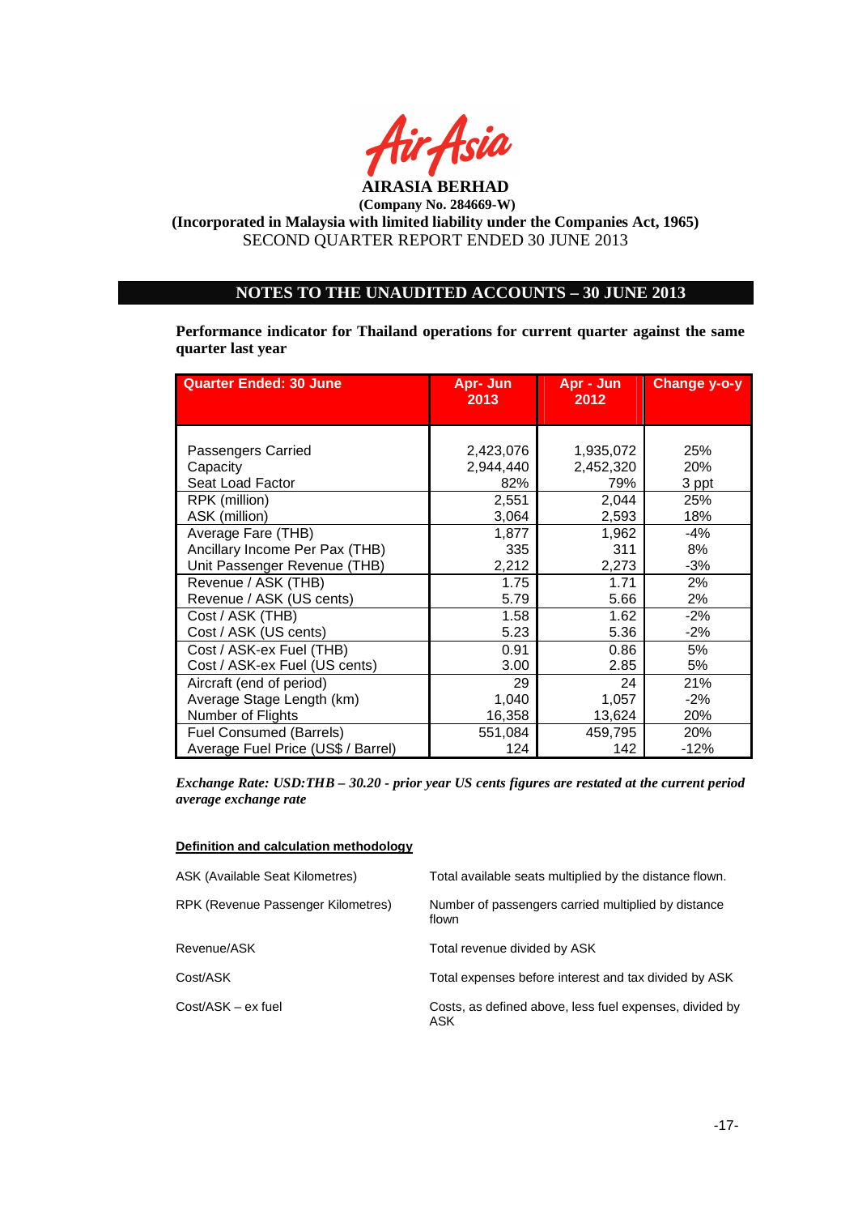**AIRASIA BERHAD**

**(Company No. 284669-W)**

**(Incorporated in Malaysia with limited liability under the Companies Act, 1965)**

SECOND QUARTER REPORT ENDED 30 JUNE 2013

## NOTES TO THE UNAUDITED ACCOUNTS – 30 JUNE 2013

**Performance indicator for Thailand operations for current quarter against the same quarter last year**

| Quarter Ended: 30 June | Apr- Jun 2013 | Apr - Jun 2012 | Change y-o-y |
|---|---|---|---|
| Passengers Carried | 2,423,076 | 1,935,072 | 25% |
| Capacity | 2,944,440 | 2,452,320 | 20% |
| Seat Load Factor | 82% | 79% | 3 ppt |
| RPK (million) | 2,551 | 2,044 | 25% |
| ASK (million) | 3,064 | 2,593 | 18% |
| Average Fare (THB) | 1,877 | 1,962 | -4% |
| Ancillary Income Per Pax (THB) | 335 | 311 | 8% |
| Unit Passenger Revenue (THB) | 2,212 | 2,273 | -3% |
| Revenue / ASK (THB) | 1.75 | 1.71 | 2% |
| Revenue / ASK (US cents) | 5.79 | 5.66 | 2% |
| Cost / ASK (THB) | 1.58 | 1.62 | -2% |
| Cost / ASK (US cents) | 5.23 | 5.36 | -2% |
| Cost / ASK-ex Fuel (THB) | 0.91 | 0.86 | 5% |
| Cost / ASK-ex Fuel (US cents) | 3.00 | 2.85 | 5% |
| Aircraft (end of period) | 29 | 24 | 21% |
| Average Stage Length (km) | 1,040 | 1,057 | -2% |
| Number of Flights | 16,358 | 13,624 | 20% |
| Fuel Consumed (Barrels) | 551,084 | 459,795 | 20% |
| Average Fuel Price (US$ / Barrel) | 124 | 142 | -12% |

***Exchange Rate: USD:THB – 30.20 - prior year US cents figures are restated at the current period average exchange rate***

**Definition and calculation methodology**

| | |
|---|---|
| ASK (Available Seat Kilometres) | Total available seats multiplied by the distance flown. |
| RPK (Revenue Passenger Kilometres) | Number of passengers carried multiplied by distance flown |
| Revenue/ASK | Total revenue divided by ASK |
| Cost/ASK | Total expenses before interest and tax divided by ASK |
| Cost/ASK – ex fuel | Costs, as defined above, less fuel expenses, divided by ASK |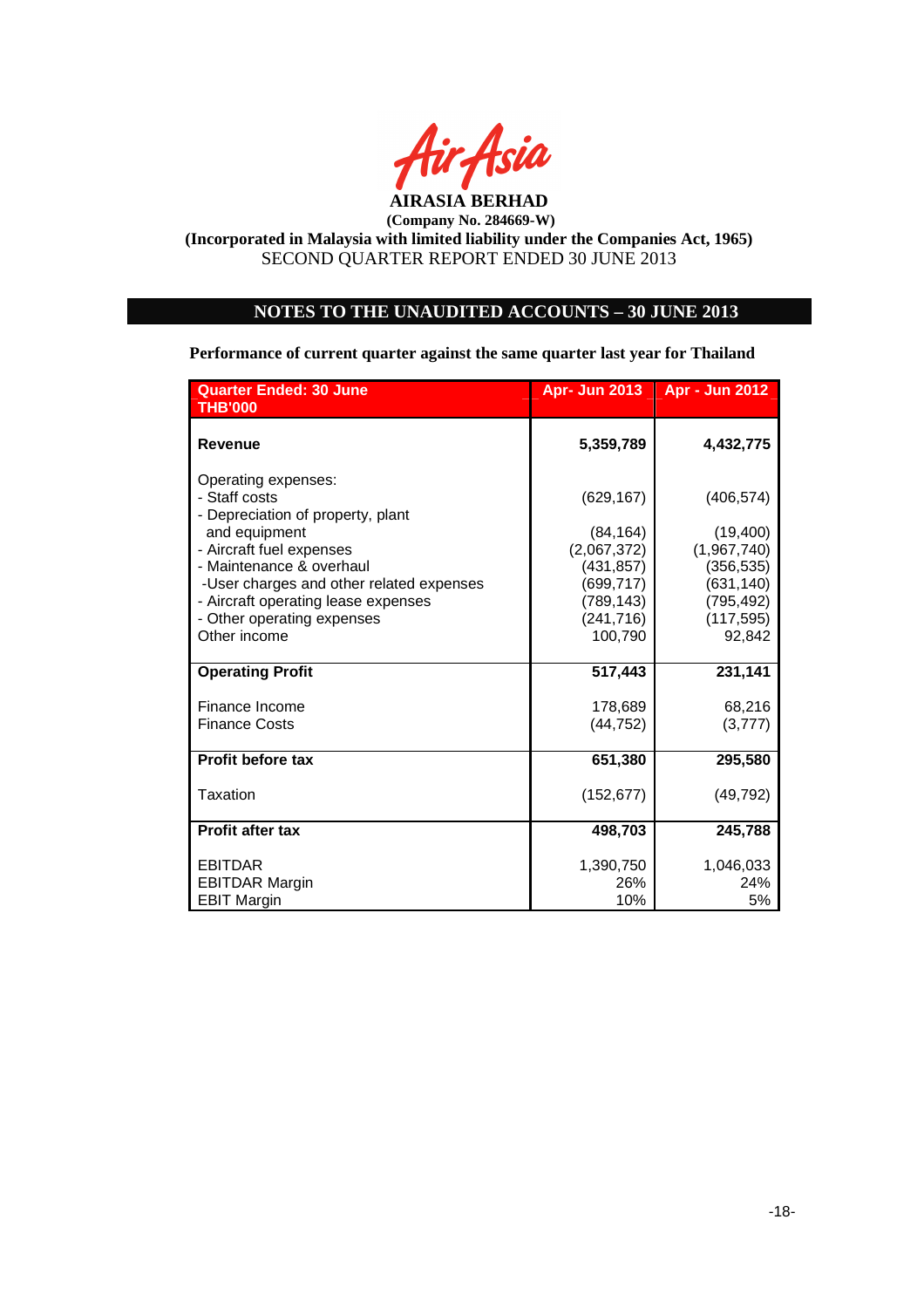**AIRASIA BERHAD**

**(Company No. 284669-W)**

**(Incorporated in Malaysia with limited liability under the Companies Act, 1965)**

SECOND QUARTER REPORT ENDED 30 JUNE 2013

## NOTES TO THE UNAUDITED ACCOUNTS – 30 JUNE 2013

**Performance of current quarter against the same quarter last year for Thailand**

| Quarter Ended: 30 June THB'000 | Apr- Jun 2013 | Apr - Jun 2012 |
|---|---|---|
| **Revenue** | **5,359,789** | **4,432,775** |
| Operating expenses: | | |
| - Staff costs | (629,167) | (406,574) |
| - Depreciation of property, plant and equipment | (84,164) | (19,400) |
| - Aircraft fuel expenses | (2,067,372) | (1,967,740) |
| - Maintenance & overhaul | (431,857) | (356,535) |
| -User charges and other related expenses | (699,717) | (631,140) |
| - Aircraft operating lease expenses | (789,143) | (795,492) |
| - Other operating expenses | (241,716) | (117,595) |
| Other income | 100,790 | 92,842 |
| **Operating Profit** | **517,443** | **231,141** |
| Finance Income | 178,689 | 68,216 |
| Finance Costs | (44,752) | (3,777) |
| **Profit before tax** | **651,380** | **295,580** |
| Taxation | (152,677) | (49,792) |
| **Profit after tax** | **498,703** | **245,788** |
| EBITDAR | 1,390,750 | 1,046,033 |
| EBITDAR Margin | 26% | 24% |
| EBIT Margin | 10% | 5% |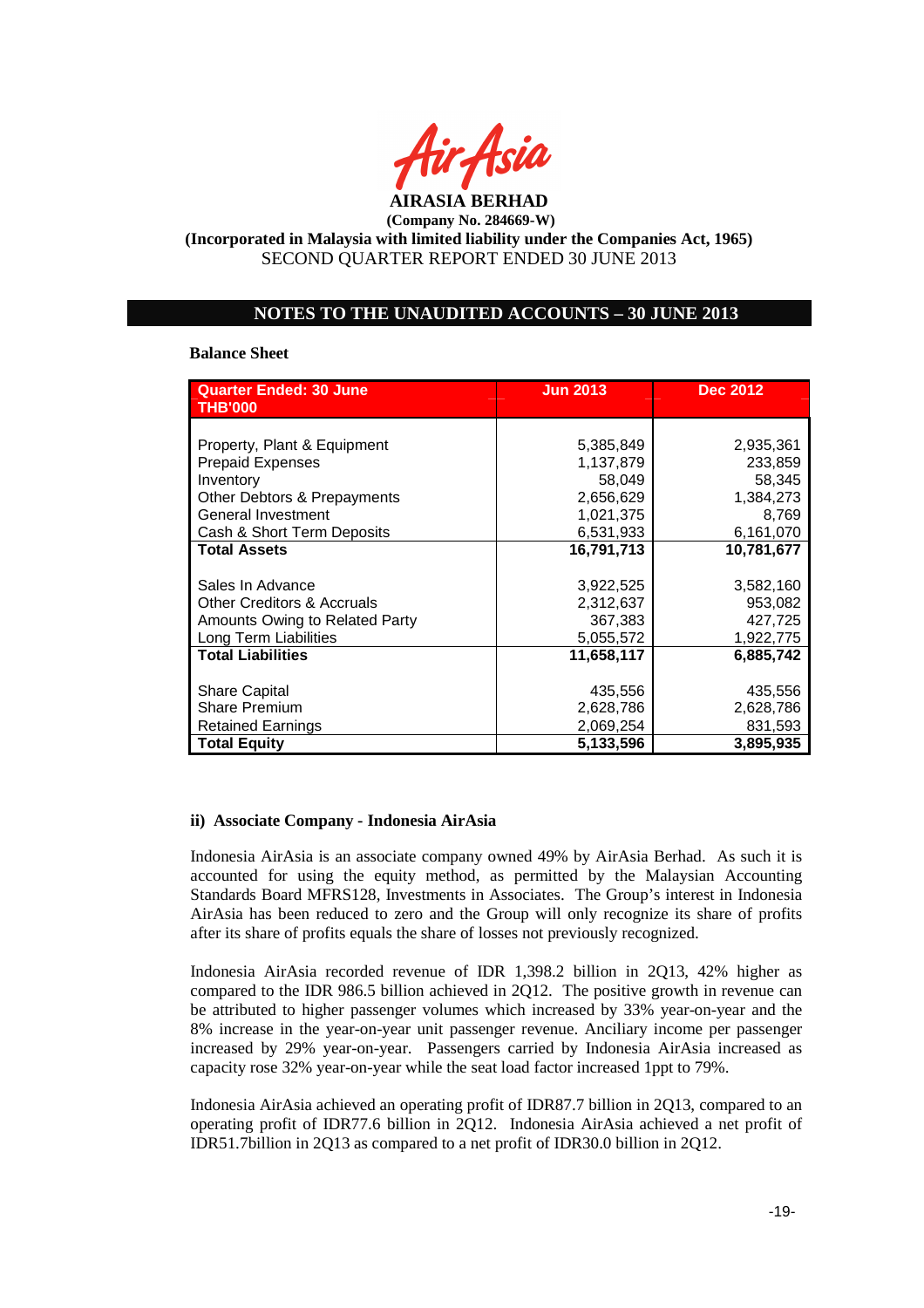# AIRASIA BERHAD

**(Company No. 284669-W)**

**(Incorporated in Malaysia with limited liability under the Companies Act, 1965)**

SECOND QUARTER REPORT ENDED 30 JUNE 2013

## NOTES TO THE UNAUDITED ACCOUNTS – 30 JUNE 2013

**Balance Sheet**

| Quarter Ended: 30 June THB'000 | Jun 2013 | Dec 2012 |
|---|---|---|
| Property, Plant & Equipment | 5,385,849 | 2,935,361 |
| Prepaid Expenses | 1,137,879 | 233,859 |
| Inventory | 58,049 | 58,345 |
| Other Debtors & Prepayments | 2,656,629 | 1,384,273 |
| General Investment | 1,021,375 | 8,769 |
| Cash & Short Term Deposits | 6,531,933 | 6,161,070 |
| **Total Assets** | **16,791,713** | **10,781,677** |
| Sales In Advance | 3,922,525 | 3,582,160 |
| Other Creditors & Accruals | 2,312,637 | 953,082 |
| Amounts Owing to Related Party | 367,383 | 427,725 |
| Long Term Liabilities | 5,055,572 | 1,922,775 |
| **Total Liabilities** | **11,658,117** | **6,885,742** |
| Share Capital | 435,556 | 435,556 |
| Share Premium | 2,628,786 | 2,628,786 |
| Retained Earnings | 2,069,254 | 831,593 |
| **Total Equity** | **5,133,596** | **3,895,935** |

**ii) Associate Company - Indonesia AirAsia**

Indonesia AirAsia is an associate company owned 49% by AirAsia Berhad. As such it is accounted for using the equity method, as permitted by the Malaysian Accounting Standards Board MFRS128, Investments in Associates. The Group's interest in Indonesia AirAsia has been reduced to zero and the Group will only recognize its share of profits after its share of profits equals the share of losses not previously recognized.

Indonesia AirAsia recorded revenue of IDR 1,398.2 billion in 2Q13, 42% higher as compared to the IDR 986.5 billion achieved in 2Q12. The positive growth in revenue can be attributed to higher passenger volumes which increased by 33% year-on-year and the 8% increase in the year-on-year unit passenger revenue. Anciliary income per passenger increased by 29% year-on-year. Passengers carried by Indonesia AirAsia increased as capacity rose 32% year-on-year while the seat load factor increased 1ppt to 79%.

Indonesia AirAsia achieved an operating profit of IDR87.7 billion in 2Q13, compared to an operating profit of IDR77.6 billion in 2Q12. Indonesia AirAsia achieved a net profit of IDR51.7billion in 2Q13 as compared to a net profit of IDR30.0 billion in 2Q12.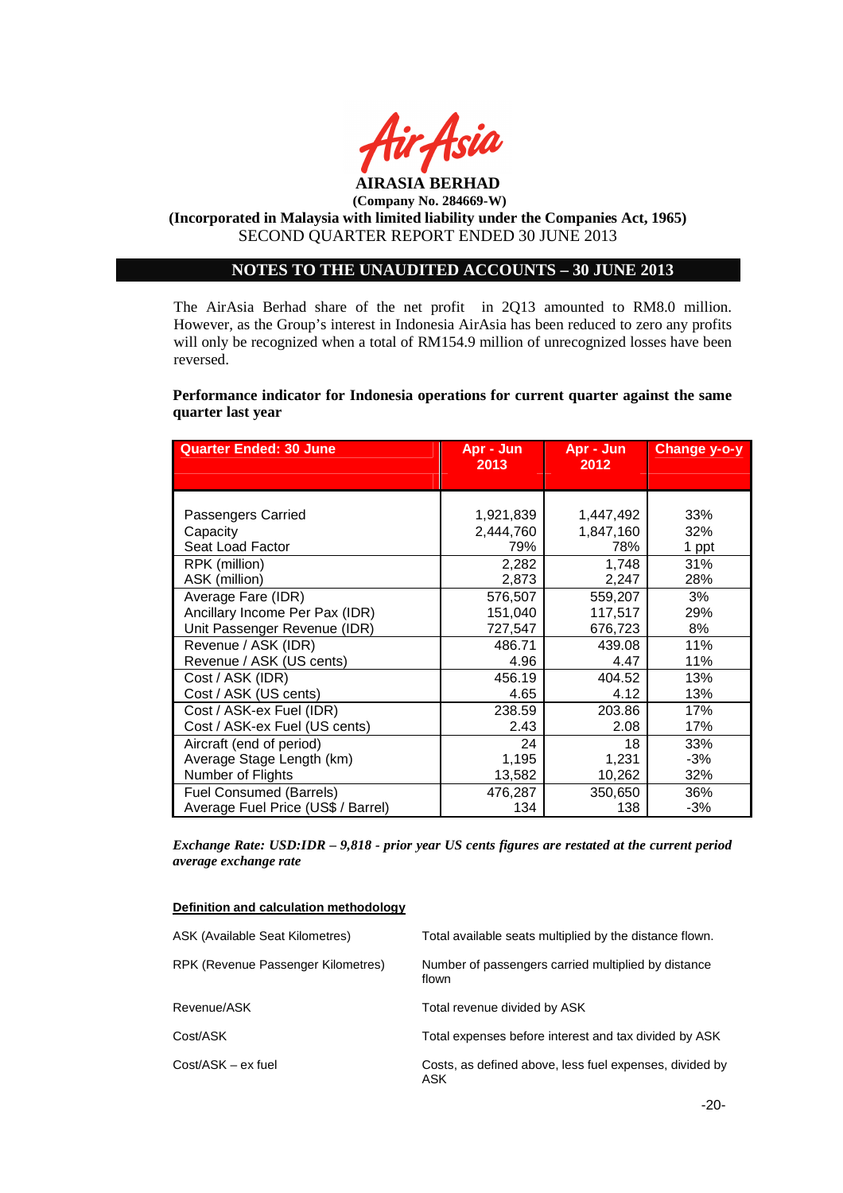**AIRASIA BERHAD**
**(Company No. 284669-W)**
**(Incorporated in Malaysia with limited liability under the Companies Act, 1965)**
SECOND QUARTER REPORT ENDED 30 JUNE 2013

## NOTES TO THE UNAUDITED ACCOUNTS – 30 JUNE 2013

The AirAsia Berhad share of the net profit in 2Q13 amounted to RM8.0 million. However, as the Group's interest in Indonesia AirAsia has been reduced to zero any profits will only be recognized when a total of RM154.9 million of unrecognized losses have been reversed.

**Performance indicator for Indonesia operations for current quarter against the same quarter last year**

| Quarter Ended: 30 June | Apr - Jun 2013 | Apr - Jun 2012 | Change y-o-y |
|---|---|---|---|
| Passengers Carried | 1,921,839 | 1,447,492 | 33% |
| Capacity | 2,444,760 | 1,847,160 | 32% |
| Seat Load Factor | 79% | 78% | 1 ppt |
| RPK (million) | 2,282 | 1,748 | 31% |
| ASK (million) | 2,873 | 2,247 | 28% |
| Average Fare (IDR) | 576,507 | 559,207 | 3% |
| Ancillary Income Per Pax (IDR) | 151,040 | 117,517 | 29% |
| Unit Passenger Revenue (IDR) | 727,547 | 676,723 | 8% |
| Revenue / ASK (IDR) | 486.71 | 439.08 | 11% |
| Revenue / ASK (US cents) | 4.96 | 4.47 | 11% |
| Cost / ASK (IDR) | 456.19 | 404.52 | 13% |
| Cost / ASK (US cents) | 4.65 | 4.12 | 13% |
| Cost / ASK-ex Fuel (IDR) | 238.59 | 203.86 | 17% |
| Cost / ASK-ex Fuel (US cents) | 2.43 | 2.08 | 17% |
| Aircraft (end of period) | 24 | 18 | 33% |
| Average Stage Length (km) | 1,195 | 1,231 | -3% |
| Number of Flights | 13,582 | 10,262 | 32% |
| Fuel Consumed (Barrels) | 476,287 | 350,650 | 36% |
| Average Fuel Price (US$ / Barrel) | 134 | 138 | -3% |

***Exchange Rate: USD:IDR – 9,818 - prior year US cents figures are restated at the current period average exchange rate***

**Definition and calculation methodology**

| | |
|---|---|
| ASK (Available Seat Kilometres) | Total available seats multiplied by the distance flown. |
| RPK (Revenue Passenger Kilometres) | Number of passengers carried multiplied by distance flown |
| Revenue/ASK | Total revenue divided by ASK |
| Cost/ASK | Total expenses before interest and tax divided by ASK |
| Cost/ASK – ex fuel | Costs, as defined above, less fuel expenses, divided by ASK |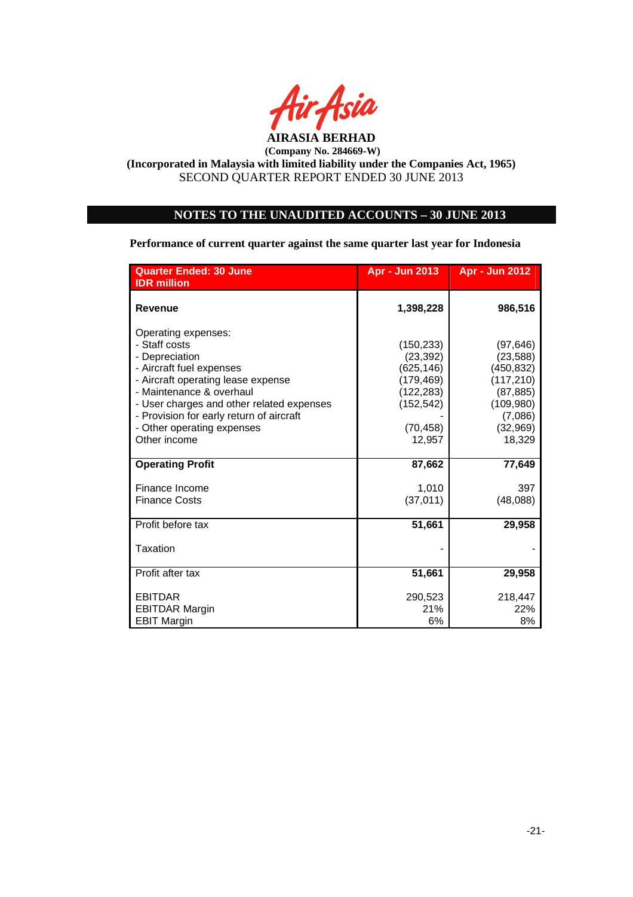**AIRASIA BERHAD**

**(Company No. 284669-W)**

**(Incorporated in Malaysia with limited liability under the Companies Act, 1965)**

SECOND QUARTER REPORT ENDED 30 JUNE 2013

## NOTES TO THE UNAUDITED ACCOUNTS – 30 JUNE 2013

**Performance of current quarter against the same quarter last year for Indonesia**

| Quarter Ended: 30 June<br>IDR million | Apr - Jun 2013 | Apr - Jun 2012 |
|---|---|---|
| **Revenue** | **1,398,228** | **986,516** |
| Operating expenses: | | |
| - Staff costs | (150,233) | (97,646) |
| - Depreciation | (23,392) | (23,588) |
| - Aircraft fuel expenses | (625,146) | (450,832) |
| - Aircraft operating lease expense | (179,469) | (117,210) |
| - Maintenance & overhaul | (122,283) | (87,885) |
| - User charges and other related expenses | (152,542) | (109,980) |
| - Provision for early return of aircraft | - | (7,086) |
| - Other operating expenses | (70,458) | (32,969) |
| Other income | 12,957 | 18,329 |
| **Operating Profit** | **87,662** | **77,649** |
| Finance Income | 1,010 | 397 |
| Finance Costs | (37,011) | (48,088) |
| Profit before tax | **51,661** | **29,958** |
| Taxation | - | - |
| Profit after tax | **51,661** | **29,958** |
| EBITDAR | 290,523 | 218,447 |
| EBITDAR Margin | 21% | 22% |
| EBIT Margin | 6% | 8% |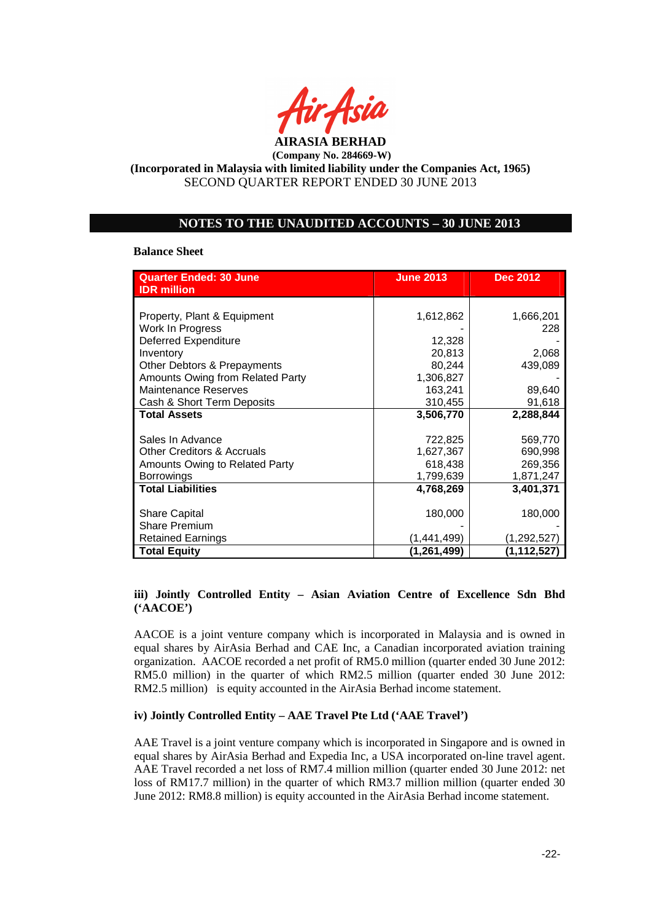AIRASIA BERHAD

(Company No. 284669-W)

(Incorporated in Malaysia with limited liability under the Companies Act, 1965)

SECOND QUARTER REPORT ENDED 30 JUNE 2013

## NOTES TO THE UNAUDITED ACCOUNTS – 30 JUNE 2013

**Balance Sheet**

| Quarter Ended: 30 June<br>IDR million | June 2013 | Dec 2012 |
|---|---|---|
| Property, Plant & Equipment | 1,612,862 | 1,666,201 |
| Work In Progress | - | 228 |
| Deferred Expenditure | 12,328 | - |
| Inventory | 20,813 | 2,068 |
| Other Debtors & Prepayments | 80,244 | 439,089 |
| Amounts Owing from Related Party | 1,306,827 | - |
| Maintenance Reserves | 163,241 | 89,640 |
| Cash & Short Term Deposits | 310,455 | 91,618 |
| **Total Assets** | **3,506,770** | **2,288,844** |
| Sales In Advance | 722,825 | 569,770 |
| Other Creditors & Accruals | 1,627,367 | 690,998 |
| Amounts Owing to Related Party | 618,438 | 269,356 |
| Borrowings | 1,799,639 | 1,871,247 |
| **Total Liabilities** | **4,768,269** | **3,401,371** |
| Share Capital | 180,000 | 180,000 |
| Share Premium | - | - |
| Retained Earnings | (1,441,499) | (1,292,527) |
| **Total Equity** | **(1,261,499)** | **(1,112,527)** |

**iii) Jointly Controlled Entity – Asian Aviation Centre of Excellence Sdn Bhd ('AACOE')**

AACOE is a joint venture company which is incorporated in Malaysia and is owned in equal shares by AirAsia Berhad and CAE Inc, a Canadian incorporated aviation training organization. AACOE recorded a net profit of RM5.0 million (quarter ended 30 June 2012: RM5.0 million) in the quarter of which RM2.5 million (quarter ended 30 June 2012: RM2.5 million) is equity accounted in the AirAsia Berhad income statement.

**iv) Jointly Controlled Entity – AAE Travel Pte Ltd ('AAE Travel')**

AAE Travel is a joint venture company which is incorporated in Singapore and is owned in equal shares by AirAsia Berhad and Expedia Inc, a USA incorporated on-line travel agent. AAE Travel recorded a net loss of RM7.4 million million (quarter ended 30 June 2012: net loss of RM17.7 million) in the quarter of which RM3.7 million million (quarter ended 30 June 2012: RM8.8 million) is equity accounted in the AirAsia Berhad income statement.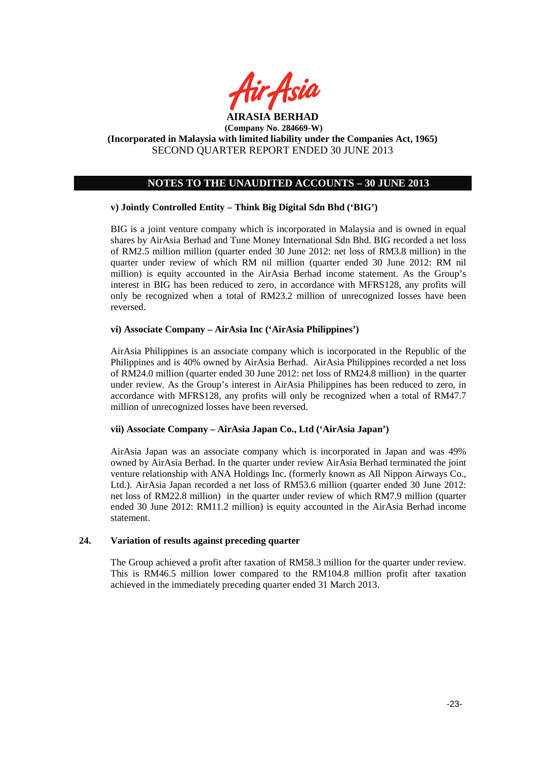**AIRASIA BERHAD**
**(Company No. 284669-W)**
**(Incorporated in Malaysia with limited liability under the Companies Act, 1965)**
SECOND QUARTER REPORT ENDED 30 JUNE 2013

## NOTES TO THE UNAUDITED ACCOUNTS – 30 JUNE 2013

**v) Jointly Controlled Entity – Think Big Digital Sdn Bhd ('BIG')**

BIG is a joint venture company which is incorporated in Malaysia and is owned in equal shares by AirAsia Berhad and Tune Money International Sdn Bhd. BIG recorded a net loss of RM2.5 million million (quarter ended 30 June 2012: net loss of RM3.8 million) in the quarter under review of which RM nil million (quarter ended 30 June 2012: RM nil million) is equity accounted in the AirAsia Berhad income statement. As the Group's interest in BIG has been reduced to zero, in accordance with MFRS128, any profits will only be recognized when a total of RM23.2 million of unrecognized losses have been reversed.

**vi) Associate Company – AirAsia Inc ('AirAsia Philippines')**

AirAsia Philippines is an associate company which is incorporated in the Republic of the Philippines and is 40% owned by AirAsia Berhad. AirAsia Philippines recorded a net loss of RM24.0 million (quarter ended 30 June 2012: net loss of RM24.8 million) in the quarter under review. As the Group's interest in AirAsia Philippines has been reduced to zero, in accordance with MFRS128, any profits will only be recognized when a total of RM47.7 million of unrecognized losses have been reversed.

**vii) Associate Company – AirAsia Japan Co., Ltd ('AirAsia Japan')**

AirAsia Japan was an associate company which is incorporated in Japan and was 49% owned by AirAsia Berhad. In the quarter under review AirAsia Berhad terminated the joint venture relationship with ANA Holdings Inc. (formerly known as All Nippon Airways Co., Ltd.). AirAsia Japan recorded a net loss of RM53.6 million (quarter ended 30 June 2012: net loss of RM22.8 million) in the quarter under review of which RM7.9 million (quarter ended 30 June 2012: RM11.2 million) is equity accounted in the AirAsia Berhad income statement.

### 24. Variation of results against preceding quarter

The Group achieved a profit after taxation of RM58.3 million for the quarter under review. This is RM46.5 million lower compared to the RM104.8 million profit after taxation achieved in the immediately preceding quarter ended 31 March 2013.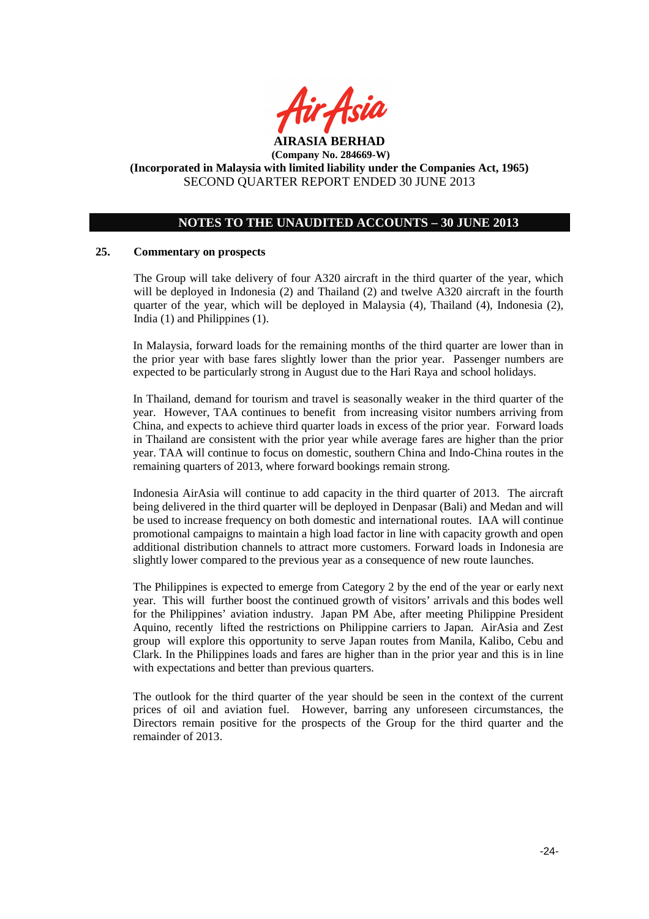**AIRASIA BERHAD**
**(Company No. 284669-W)**
**(Incorporated in Malaysia with limited liability under the Companies Act, 1965)**
SECOND QUARTER REPORT ENDED 30 JUNE 2013

## NOTES TO THE UNAUDITED ACCOUNTS – 30 JUNE 2013

### 25. Commentary on prospects

The Group will take delivery of four A320 aircraft in the third quarter of the year, which will be deployed in Indonesia (2) and Thailand (2) and twelve A320 aircraft in the fourth quarter of the year, which will be deployed in Malaysia (4), Thailand (4), Indonesia (2), India (1) and Philippines (1).

In Malaysia, forward loads for the remaining months of the third quarter are lower than in the prior year with base fares slightly lower than the prior year. Passenger numbers are expected to be particularly strong in August due to the Hari Raya and school holidays.

In Thailand, demand for tourism and travel is seasonally weaker in the third quarter of the year. However, TAA continues to benefit from increasing visitor numbers arriving from China, and expects to achieve third quarter loads in excess of the prior year. Forward loads in Thailand are consistent with the prior year while average fares are higher than the prior year. TAA will continue to focus on domestic, southern China and Indo-China routes in the remaining quarters of 2013, where forward bookings remain strong.

Indonesia AirAsia will continue to add capacity in the third quarter of 2013. The aircraft being delivered in the third quarter will be deployed in Denpasar (Bali) and Medan and will be used to increase frequency on both domestic and international routes. IAA will continue promotional campaigns to maintain a high load factor in line with capacity growth and open additional distribution channels to attract more customers. Forward loads in Indonesia are slightly lower compared to the previous year as a consequence of new route launches.

The Philippines is expected to emerge from Category 2 by the end of the year or early next year. This will further boost the continued growth of visitors' arrivals and this bodes well for the Philippines' aviation industry. Japan PM Abe, after meeting Philippine President Aquino, recently lifted the restrictions on Philippine carriers to Japan. AirAsia and Zest group will explore this opportunity to serve Japan routes from Manila, Kalibo, Cebu and Clark. In the Philippines loads and fares are higher than in the prior year and this is in line with expectations and better than previous quarters.

The outlook for the third quarter of the year should be seen in the context of the current prices of oil and aviation fuel. However, barring any unforeseen circumstances, the Directors remain positive for the prospects of the Group for the third quarter and the remainder of 2013.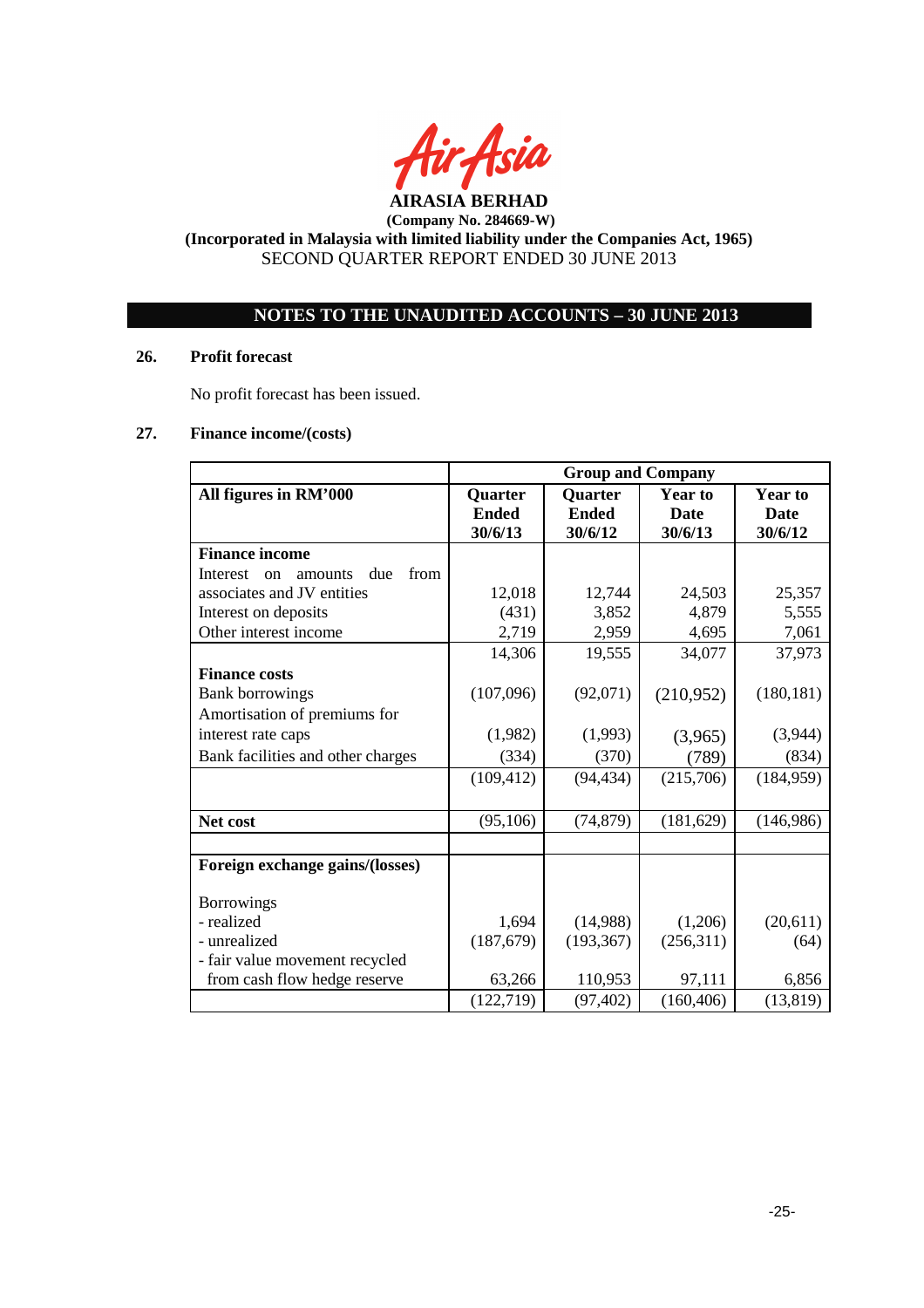**AIRASIA BERHAD**
**(Company No. 284669-W)**
**(Incorporated in Malaysia with limited liability under the Companies Act, 1965)**
SECOND QUARTER REPORT ENDED 30 JUNE 2013

## NOTES TO THE UNAUDITED ACCOUNTS – 30 JUNE 2013

### 26. Profit forecast

No profit forecast has been issued.

### 27. Finance income/(costs)

| | Group and Company | | | |
|---|---|---|---|---|
| **All figures in RM'000** | **Quarter Ended 30/6/13** | **Quarter Ended 30/6/12** | **Year to Date 30/6/13** | **Year to Date 30/6/12** |
| **Finance income** | | | | |
| Interest on amounts due from associates and JV entities | 12,018 | 12,744 | 24,503 | 25,357 |
| Interest on deposits | (431) | 3,852 | 4,879 | 5,555 |
| Other interest income | 2,719 | 2,959 | 4,695 | 7,061 |
| | 14,306 | 19,555 | 34,077 | 37,973 |
| **Finance costs** | | | | |
| Bank borrowings | (107,096) | (92,071) | (210,952) | (180,181) |
| Amortisation of premiums for interest rate caps | (1,982) | (1,993) | (3,965) | (3,944) |
| Bank facilities and other charges | (334) | (370) | (789) | (834) |
| | (109,412) | (94,434) | (215,706) | (184,959) |
| **Net cost** | (95,106) | (74,879) | (181,629) | (146,986) |
| | | | | |
| **Foreign exchange gains/(losses)** | | | | |
| Borrowings | | | | |
| - realized | 1,694 | (14,988) | (1,206) | (20,611) |
| - unrealized | (187,679) | (193,367) | (256,311) | (64) |
| - fair value movement recycled from cash flow hedge reserve | 63,266 | 110,953 | 97,111 | 6,856 |
| | (122,719) | (97,402) | (160,406) | (13,819) |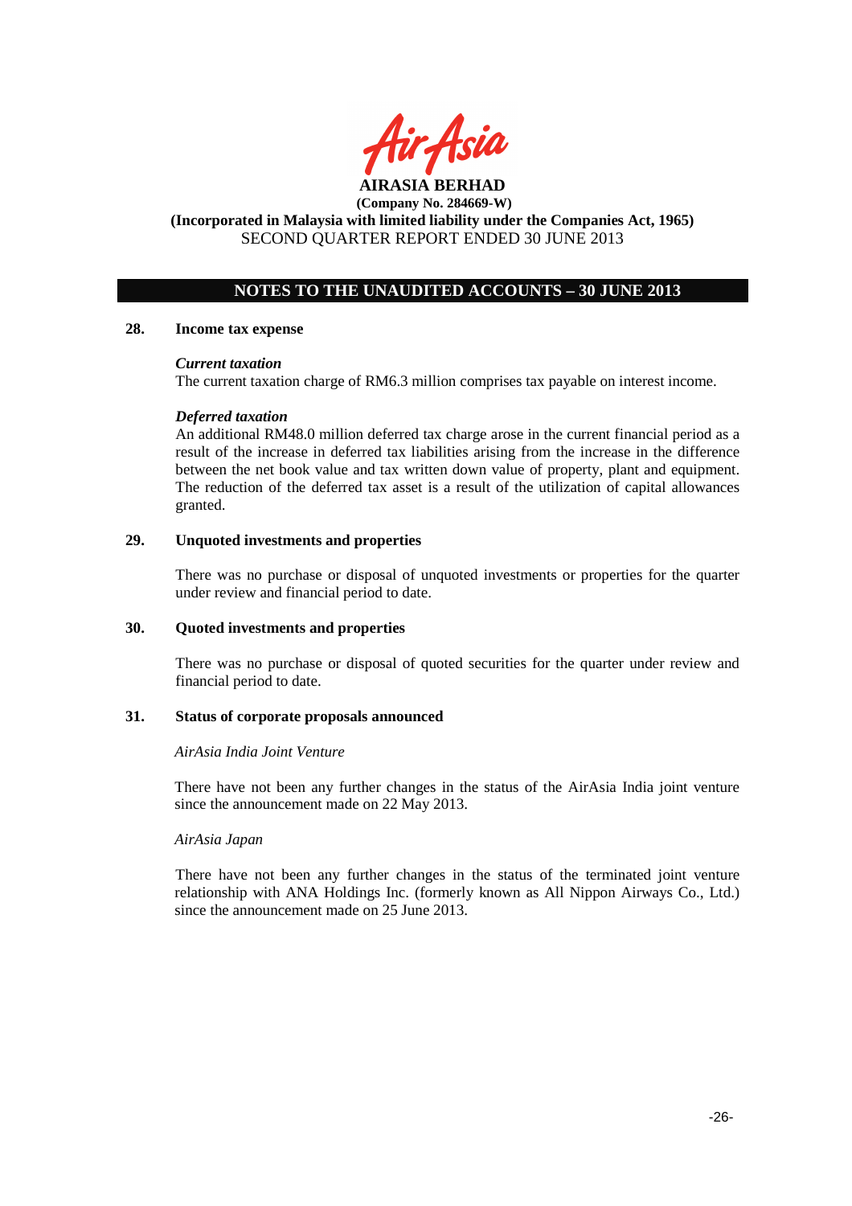## NOTES TO THE UNAUDITED ACCOUNTS – 30 JUNE 2013

### 28. Income tax expense

***Current taxation***

The current taxation charge of RM6.3 million comprises tax payable on interest income.

***Deferred taxation***

An additional RM48.0 million deferred tax charge arose in the current financial period as a result of the increase in deferred tax liabilities arising from the increase in the difference between the net book value and tax written down value of property, plant and equipment. The reduction of the deferred tax asset is a result of the utilization of capital allowances granted.

### 29. Unquoted investments and properties

There was no purchase or disposal of unquoted investments or properties for the quarter under review and financial period to date.

### 30. Quoted investments and properties

There was no purchase or disposal of quoted securities for the quarter under review and financial period to date.

### 31. Status of corporate proposals announced

*AirAsia India Joint Venture*

There have not been any further changes in the status of the AirAsia India joint venture since the announcement made on 22 May 2013.

*AirAsia Japan*

There have not been any further changes in the status of the terminated joint venture relationship with ANA Holdings Inc. (formerly known as All Nippon Airways Co., Ltd.) since the announcement made on 25 June 2013.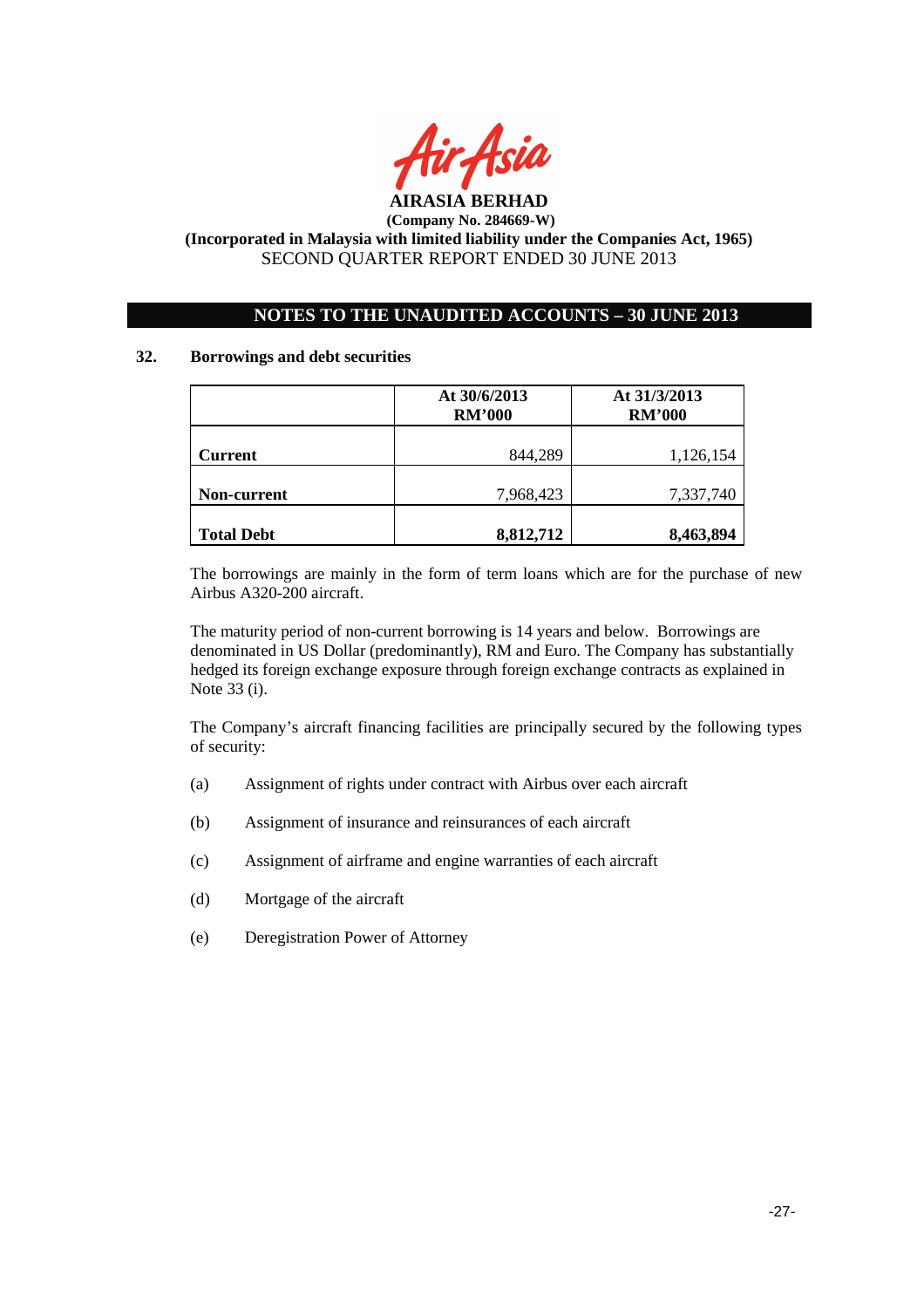**AIRASIA BERHAD**

**(Company No. 284669-W)**

**(Incorporated in Malaysia with limited liability under the Companies Act, 1965)**

SECOND QUARTER REPORT ENDED 30 JUNE 2013

## NOTES TO THE UNAUDITED ACCOUNTS – 30 JUNE 2013

### 32. Borrowings and debt securities

| | At 30/6/2013 RM'000 | At 31/3/2013 RM'000 |
|---|---:|---:|
| **Current** | 844,289 | 1,126,154 |
| **Non-current** | 7,968,423 | 7,337,740 |
| **Total Debt** | **8,812,712** | **8,463,894** |

The borrowings are mainly in the form of term loans which are for the purchase of new Airbus A320-200 aircraft.

The maturity period of non-current borrowing is 14 years and below. Borrowings are denominated in US Dollar (predominantly), RM and Euro. The Company has substantially hedged its foreign exchange exposure through foreign exchange contracts as explained in Note 33 (i).

The Company's aircraft financing facilities are principally secured by the following types of security:

(a) Assignment of rights under contract with Airbus over each aircraft

(b) Assignment of insurance and reinsurances of each aircraft

(c) Assignment of airframe and engine warranties of each aircraft

(d) Mortgage of the aircraft

(e) Deregistration Power of Attorney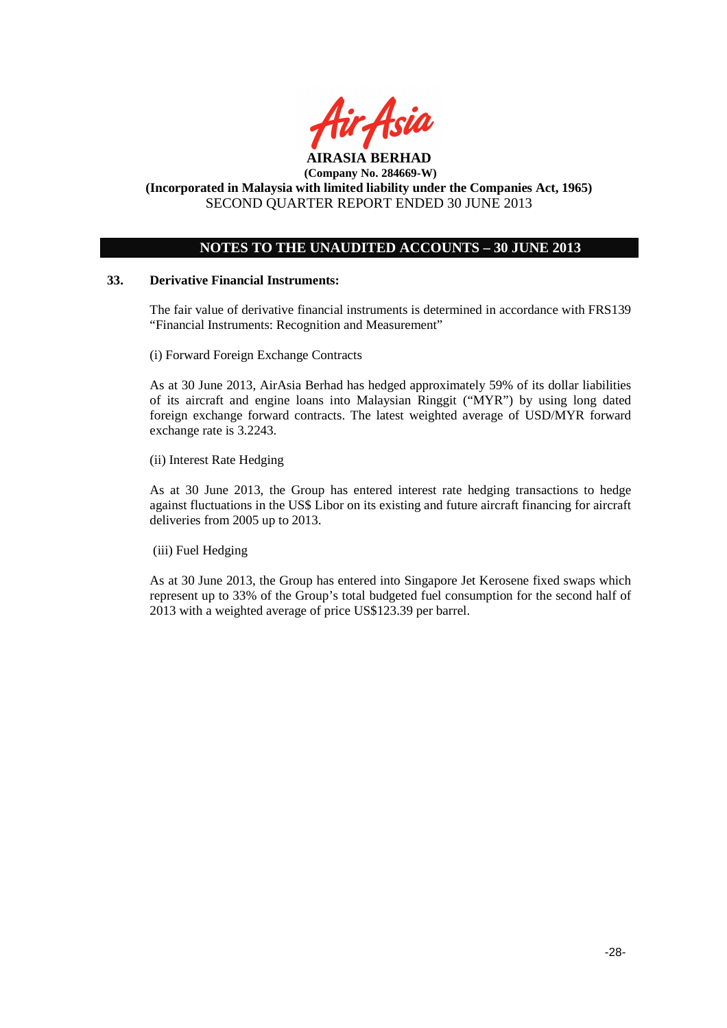## NOTES TO THE UNAUDITED ACCOUNTS – 30 JUNE 2013

### 33. Derivative Financial Instruments:

The fair value of derivative financial instruments is determined in accordance with FRS139 "Financial Instruments: Recognition and Measurement"

(i) Forward Foreign Exchange Contracts

As at 30 June 2013, AirAsia Berhad has hedged approximately 59% of its dollar liabilities of its aircraft and engine loans into Malaysian Ringgit ("MYR") by using long dated foreign exchange forward contracts. The latest weighted average of USD/MYR forward exchange rate is 3.2243.

(ii) Interest Rate Hedging

As at 30 June 2013, the Group has entered interest rate hedging transactions to hedge against fluctuations in the US$ Libor on its existing and future aircraft financing for aircraft deliveries from 2005 up to 2013.

(iii) Fuel Hedging

As at 30 June 2013, the Group has entered into Singapore Jet Kerosene fixed swaps which represent up to 33% of the Group's total budgeted fuel consumption for the second half of 2013 with a weighted average of price US$123.39 per barrel.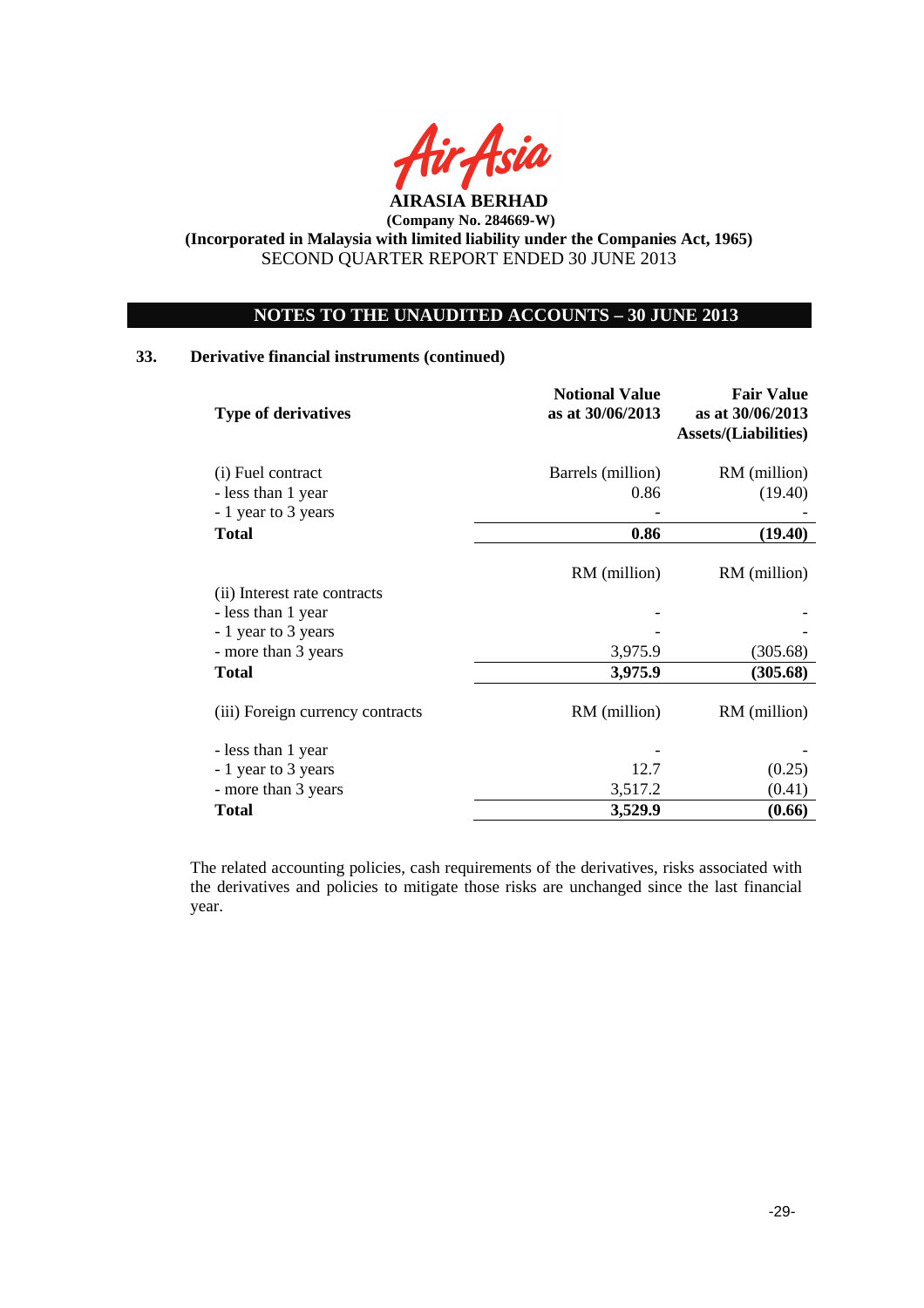**AIRASIA BERHAD**

**(Company No. 284669-W)**

**(Incorporated in Malaysia with limited liability under the Companies Act, 1965)**

SECOND QUARTER REPORT ENDED 30 JUNE 2013

## NOTES TO THE UNAUDITED ACCOUNTS – 30 JUNE 2013

### 33. Derivative financial instruments (continued)

| Type of derivatives | Notional Value as at 30/06/2013 | Fair Value as at 30/06/2013 Assets/(Liabilities) |
|---|---|---|
| (i) Fuel contract | Barrels (million) | RM (million) |
| - less than 1 year | 0.86 | (19.40) |
| - 1 year to 3 years | - | - |
| **Total** | **0.86** | **(19.40)** |
| | RM (million) | RM (million) |
| (ii) Interest rate contracts | | |
| - less than 1 year | - | - |
| - 1 year to 3 years | - | - |
| - more than 3 years | 3,975.9 | (305.68) |
| **Total** | **3,975.9** | **(305.68)** |
| (iii) Foreign currency contracts | RM (million) | RM (million) |
| - less than 1 year | - | - |
| - 1 year to 3 years | 12.7 | (0.25) |
| - more than 3 years | 3,517.2 | (0.41) |
| **Total** | **3,529.9** | **(0.66)** |

The related accounting policies, cash requirements of the derivatives, risks associated with the derivatives and policies to mitigate those risks are unchanged since the last financial year.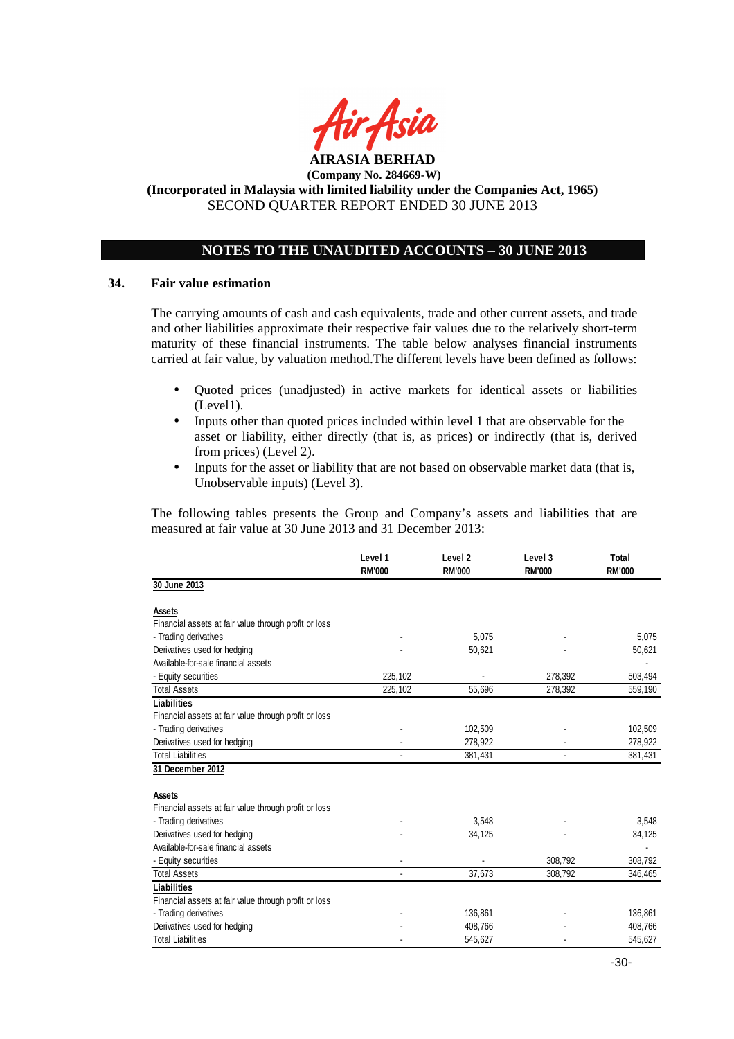**AIRASIA BERHAD**
**(Company No. 284669-W)**
**(Incorporated in Malaysia with limited liability under the Companies Act, 1965)**
SECOND QUARTER REPORT ENDED 30 JUNE 2013

**NOTES TO THE UNAUDITED ACCOUNTS – 30 JUNE 2013**

## 34. Fair value estimation

The carrying amounts of cash and cash equivalents, trade and other current assets, and trade and other liabilities approximate their respective fair values due to the relatively short-term maturity of these financial instruments. The table below analyses financial instruments carried at fair value, by valuation method.The different levels have been defined as follows:

- Quoted prices (unadjusted) in active markets for identical assets or liabilities (Level1).
- Inputs other than quoted prices included within level 1 that are observable for the asset or liability, either directly (that is, as prices) or indirectly (that is, derived from prices) (Level 2).
- Inputs for the asset or liability that are not based on observable market data (that is, Unobservable inputs) (Level 3).

The following tables presents the Group and Company's assets and liabilities that are measured at fair value at 30 June 2013 and 31 December 2013:

| | Level 1 RM'000 | Level 2 RM'000 | Level 3 RM'000 | Total RM'000 |
|---|---|---|---|---|
| **30 June 2013** | | | | |
| **Assets** | | | | |
| Financial assets at fair value through profit or loss | | | | |
| - Trading derivatives | - | 5,075 | - | 5,075 |
| Derivatives used for hedging | - | 50,621 | - | 50,621 |
| Available-for-sale financial assets | | | | - |
| - Equity securities | 225,102 | - | 278,392 | 503,494 |
| Total Assets | 225,102 | 55,696 | 278,392 | 559,190 |
| **Liabilities** | | | | |
| Financial assets at fair value through profit or loss | | | | |
| - Trading derivatives | - | 102,509 | - | 102,509 |
| Derivatives used for hedging | - | 278,922 | - | 278,922 |
| Total Liabilities | - | 381,431 | - | 381,431 |
| **31 December 2012** | | | | |
| **Assets** | | | | |
| Financial assets at fair value through profit or loss | | | | |
| - Trading derivatives | - | 3,548 | - | 3,548 |
| Derivatives used for hedging | - | 34,125 | - | 34,125 |
| Available-for-sale financial assets | | | | - |
| - Equity securities | - | - | 308,792 | 308,792 |
| Total Assets | - | 37,673 | 308,792 | 346,465 |
| **Liabilities** | | | | |
| Financial assets at fair value through profit or loss | | | | |
| - Trading derivatives | - | 136,861 | - | 136,861 |
| Derivatives used for hedging | - | 408,766 | - | 408,766 |
| Total Liabilities | - | 545,627 | - | 545,627 |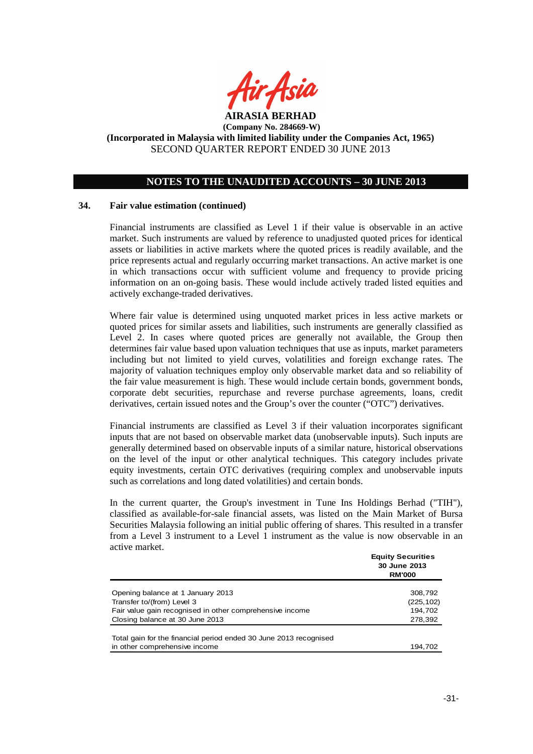**AIRASIA BERHAD**
**(Company No. 284669-W)**
**(Incorporated in Malaysia with limited liability under the Companies Act, 1965)**
SECOND QUARTER REPORT ENDED 30 JUNE 2013

## NOTES TO THE UNAUDITED ACCOUNTS – 30 JUNE 2013

### 34. Fair value estimation (continued)

Financial instruments are classified as Level 1 if their value is observable in an active market. Such instruments are valued by reference to unadjusted quoted prices for identical assets or liabilities in active markets where the quoted prices is readily available, and the price represents actual and regularly occurring market transactions. An active market is one in which transactions occur with sufficient volume and frequency to provide pricing information on an on-going basis. These would include actively traded listed equities and actively exchange-traded derivatives.

Where fair value is determined using unquoted market prices in less active markets or quoted prices for similar assets and liabilities, such instruments are generally classified as Level 2. In cases where quoted prices are generally not available, the Group then determines fair value based upon valuation techniques that use as inputs, market parameters including but not limited to yield curves, volatilities and foreign exchange rates. The majority of valuation techniques employ only observable market data and so reliability of the fair value measurement is high. These would include certain bonds, government bonds, corporate debt securities, repurchase and reverse purchase agreements, loans, credit derivatives, certain issued notes and the Group's over the counter ("OTC") derivatives.

Financial instruments are classified as Level 3 if their valuation incorporates significant inputs that are not based on observable market data (unobservable inputs). Such inputs are generally determined based on observable inputs of a similar nature, historical observations on the level of the input or other analytical techniques. This category includes private equity investments, certain OTC derivatives (requiring complex and unobservable inputs such as correlations and long dated volatilities) and certain bonds.

In the current quarter, the Group's investment in Tune Ins Holdings Berhad ("TIH"), classified as available-for-sale financial assets, was listed on the Main Market of Bursa Securities Malaysia following an initial public offering of shares. This resulted in a transfer from a Level 3 instrument to a Level 1 instrument as the value is now observable in an active market.

| | Equity Securities 30 June 2013 RM'000 |
|---|---|
| Opening balance at 1 January 2013 | 308,792 |
| Transfer to/(from) Level 3 | (225,102) |
| Fair value gain recognised in other comprehensive income | 194,702 |
| Closing balance at 30 June 2013 | 278,392 |
| | |
| Total gain for the financial period ended 30 June 2013 recognised in other comprehensive income | 194,702 |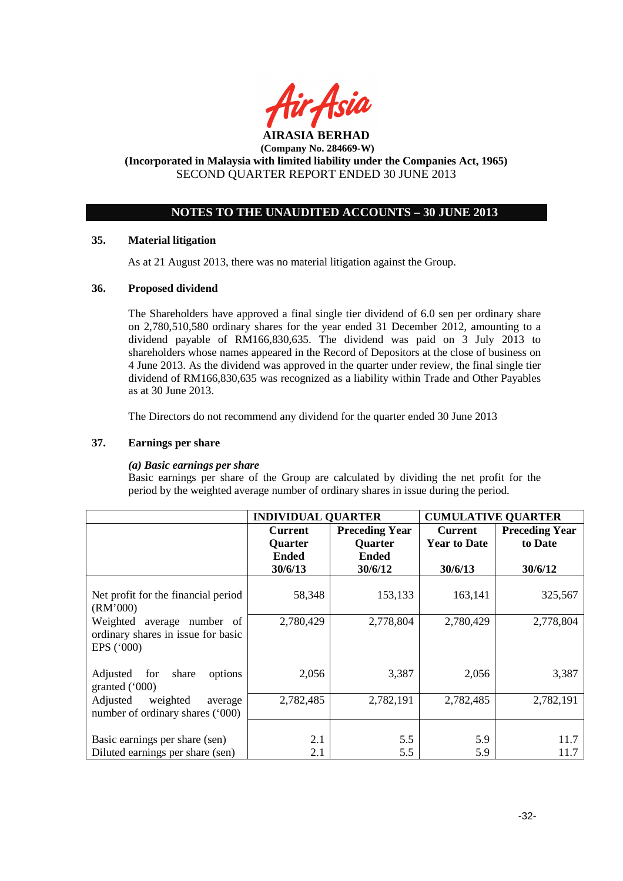**AIRASIA BERHAD**

**(Company No. 284669-W)**

**(Incorporated in Malaysia with limited liability under the Companies Act, 1965)**

SECOND QUARTER REPORT ENDED 30 JUNE 2013

## NOTES TO THE UNAUDITED ACCOUNTS – 30 JUNE 2013

### 35. Material litigation

As at 21 August 2013, there was no material litigation against the Group.

### 36. Proposed dividend

The Shareholders have approved a final single tier dividend of 6.0 sen per ordinary share on 2,780,510,580 ordinary shares for the year ended 31 December 2012, amounting to a dividend payable of RM166,830,635. The dividend was paid on 3 July 2013 to shareholders whose names appeared in the Record of Depositors at the close of business on 4 June 2013. As the dividend was approved in the quarter under review, the final single tier dividend of RM166,830,635 was recognized as a liability within Trade and Other Payables as at 30 June 2013.

The Directors do not recommend any dividend for the quarter ended 30 June 2013

### 37. Earnings per share

***(a) Basic earnings per share***

Basic earnings per share of the Group are calculated by dividing the net profit for the period by the weighted average number of ordinary shares in issue during the period.

| | **INDIVIDUAL QUARTER** | | **CUMULATIVE QUARTER** | |
|---|---|---|---|---|
| | **Current Quarter Ended 30/6/13** | **Preceding Year Quarter Ended 30/6/12** | **Current Year to Date 30/6/13** | **Preceding Year to Date 30/6/12** |
| Net profit for the financial period (RM'000) | 58,348 | 153,133 | 163,141 | 325,567 |
| Weighted average number of ordinary shares in issue for basic EPS ('000) | 2,780,429 | 2,778,804 | 2,780,429 | 2,778,804 |
| Adjusted for share options granted ('000) | 2,056 | 3,387 | 2,056 | 3,387 |
| Adjusted weighted average number of ordinary shares ('000) | 2,782,485 | 2,782,191 | 2,782,485 | 2,782,191 |
| Basic earnings per share (sen) | 2.1 | 5.5 | 5.9 | 11.7 |
| Diluted earnings per share (sen) | 2.1 | 5.5 | 5.9 | 11.7 |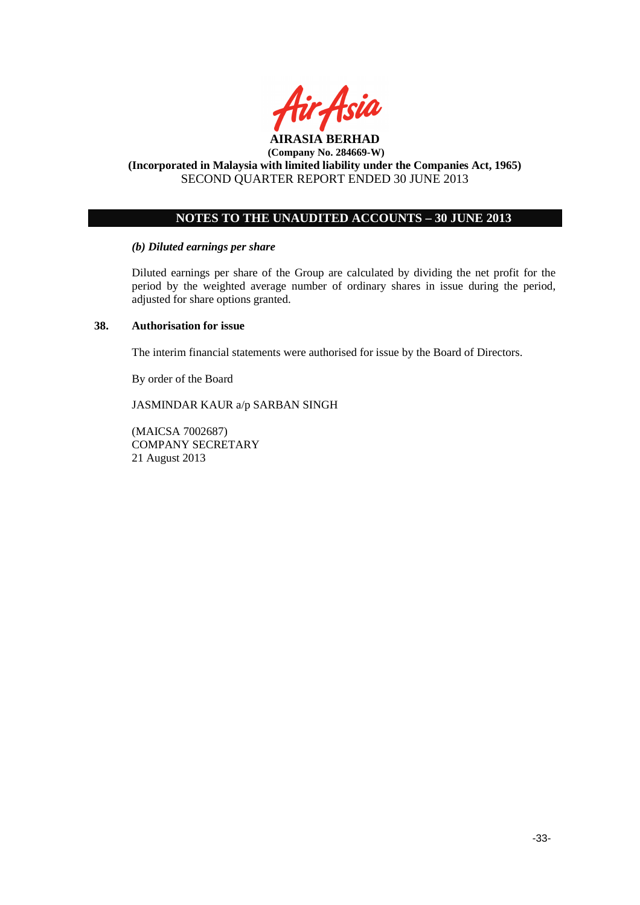## NOTES TO THE UNAUDITED ACCOUNTS – 30 JUNE 2013

### *(b) Diluted earnings per share*

Diluted earnings per share of the Group are calculated by dividing the net profit for the period by the weighted average number of ordinary shares in issue during the period, adjusted for share options granted.

## 38. Authorisation for issue

The interim financial statements were authorised for issue by the Board of Directors.

By order of the Board

JASMINDAR KAUR a/p SARBAN SINGH

(MAICSA 7002687)
COMPANY SECRETARY
21 August 2013